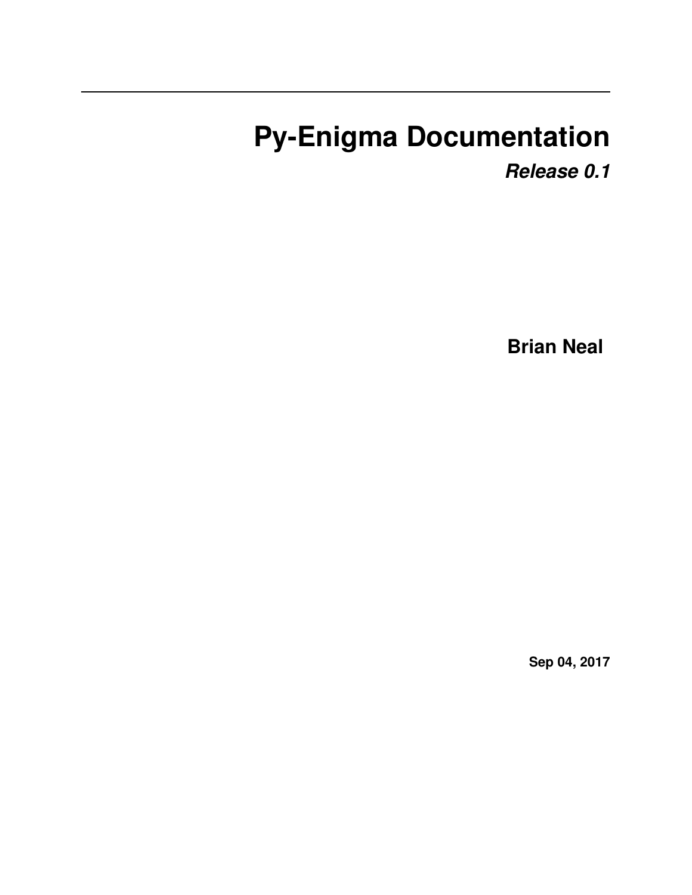# Py-Enigma Documentation

***Release 0.1***

**Brian Neal**

**Sep 04, 2017**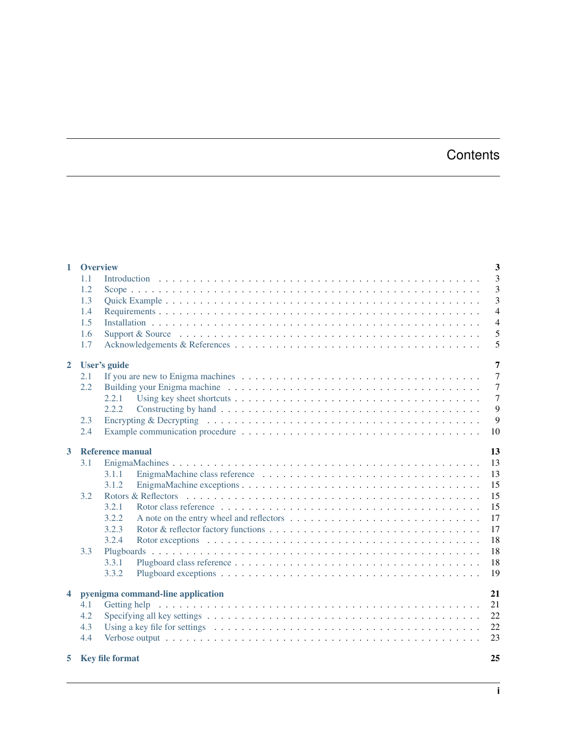# Contents

- **1 Overview** — **3**
  - 1.1 Introduction — 3
  - 1.2 Scope — 3
  - 1.3 Quick Example — 3
  - 1.4 Requirements — 4
  - 1.5 Installation — 4
  - 1.6 Support & Source — 5
  - 1.7 Acknowledgements & References — 5
- **2 User's guide** — **7**
  - 2.1 If you are new to Enigma machines — 7
  - 2.2 Building your Enigma machine — 7
    - 2.2.1 Using key sheet shortcuts — 7
    - 2.2.2 Constructing by hand — 9
  - 2.3 Encrypting & Decrypting — 9
  - 2.4 Example communication procedure — 10
- **3 Reference manual** — **13**
  - 3.1 EnigmaMachines — 13
    - 3.1.1 EnigmaMachine class reference — 13
    - 3.1.2 EnigmaMachine exceptions — 15
  - 3.2 Rotors & Reflectors — 15
    - 3.2.1 Rotor class reference — 15
    - 3.2.2 A note on the entry wheel and reflectors — 17
    - 3.2.3 Rotor & reflector factory functions — 17
    - 3.2.4 Rotor exceptions — 18
  - 3.3 Plugboards — 18
    - 3.3.1 Plugboard class reference — 18
    - 3.3.2 Plugboard exceptions — 19
- **4 pyenigma command-line application** — **21**
  - 4.1 Getting help — 21
  - 4.2 Specifying all key settings — 22
  - 4.3 Using a key file for settings — 22
  - 4.4 Verbose output — 23
- **5 Key file format** — **25**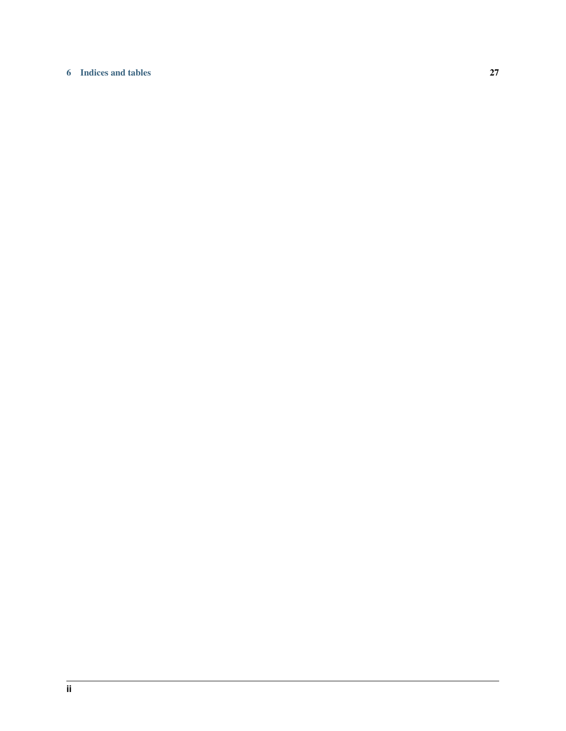**6 Indices and tables** **27**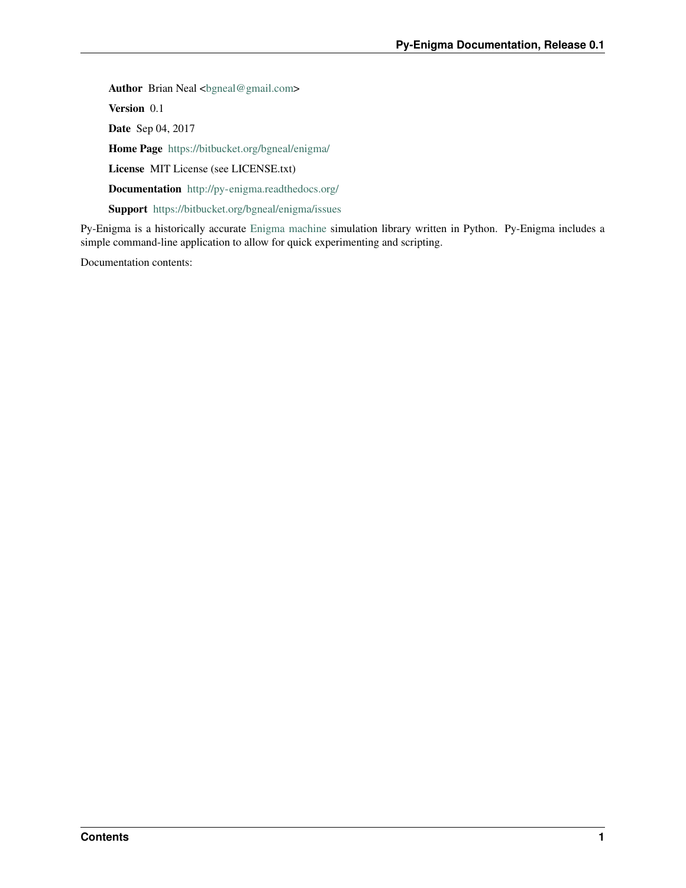**Author** Brian Neal <bgneal@gmail.com>

**Version** 0.1

**Date** Sep 04, 2017

**Home Page** https://bitbucket.org/bgneal/enigma/

**License** MIT License (see LICENSE.txt)

**Documentation** http://py-enigma.readthedocs.org/

**Support** https://bitbucket.org/bgneal/enigma/issues

Py-Enigma is a historically accurate Enigma machine simulation library written in Python. Py-Enigma includes a simple command-line application to allow for quick experimenting and scripting.

Documentation contents: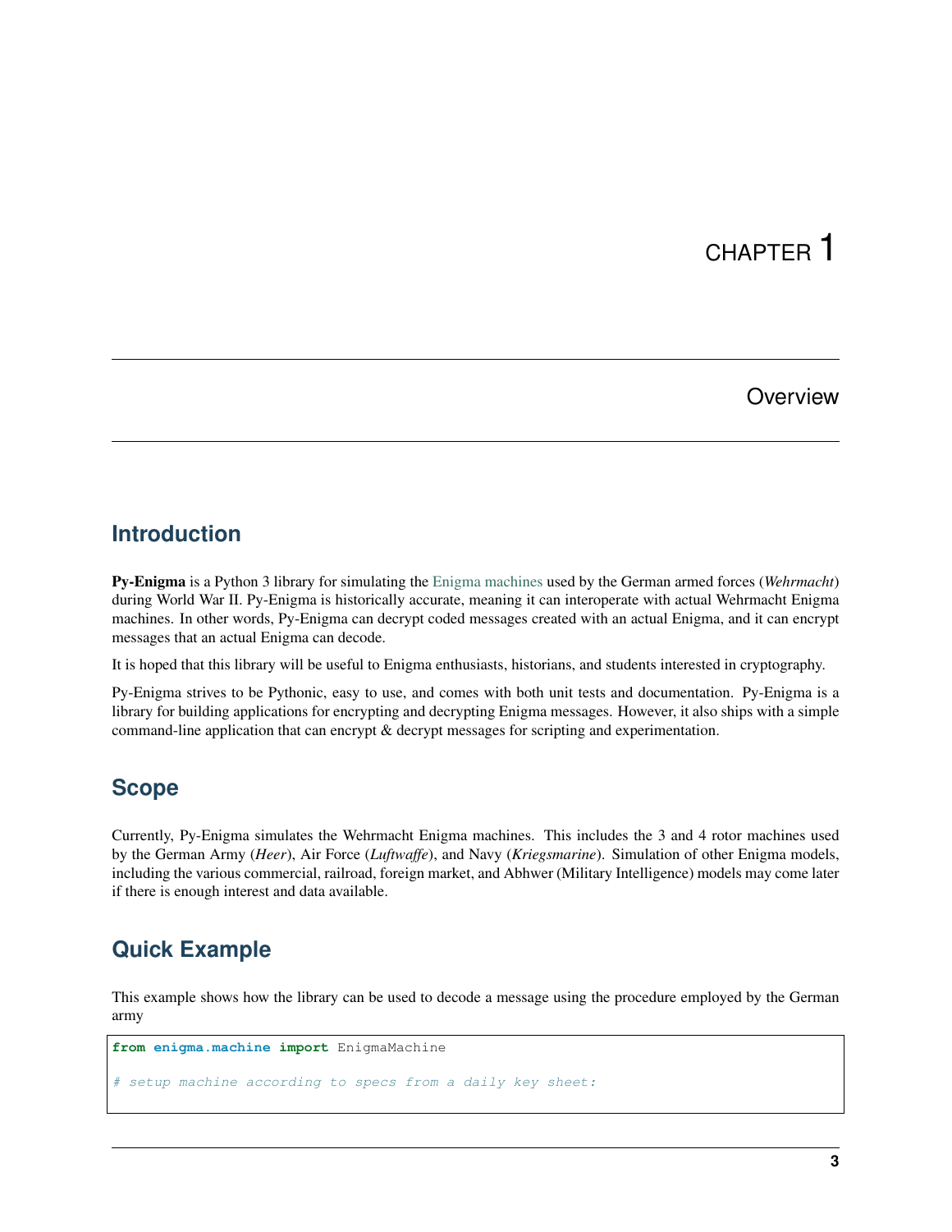# CHAPTER 1

# Overview

## Introduction

**Py-Enigma** is a Python 3 library for simulating the Enigma machines used by the German armed forces (*Wehrmacht*) during World War II. Py-Enigma is historically accurate, meaning it can interoperate with actual Wehrmacht Enigma machines. In other words, Py-Enigma can decrypt coded messages created with an actual Enigma, and it can encrypt messages that an actual Enigma can decode.

It is hoped that this library will be useful to Enigma enthusiasts, historians, and students interested in cryptography.

Py-Enigma strives to be Pythonic, easy to use, and comes with both unit tests and documentation. Py-Enigma is a library for building applications for encrypting and decrypting Enigma messages. However, it also ships with a simple command-line application that can encrypt & decrypt messages for scripting and experimentation.

## Scope

Currently, Py-Enigma simulates the Wehrmacht Enigma machines. This includes the 3 and 4 rotor machines used by the German Army (*Heer*), Air Force (*Luftwaffe*), and Navy (*Kriegsmarine*). Simulation of other Enigma models, including the various commercial, railroad, foreign market, and Abhwer (Military Intelligence) models may come later if there is enough interest and data available.

## Quick Example

This example shows how the library can be used to decode a message using the procedure employed by the German army

```
from enigma.machine import EnigmaMachine

# setup machine according to specs from a daily key sheet:
```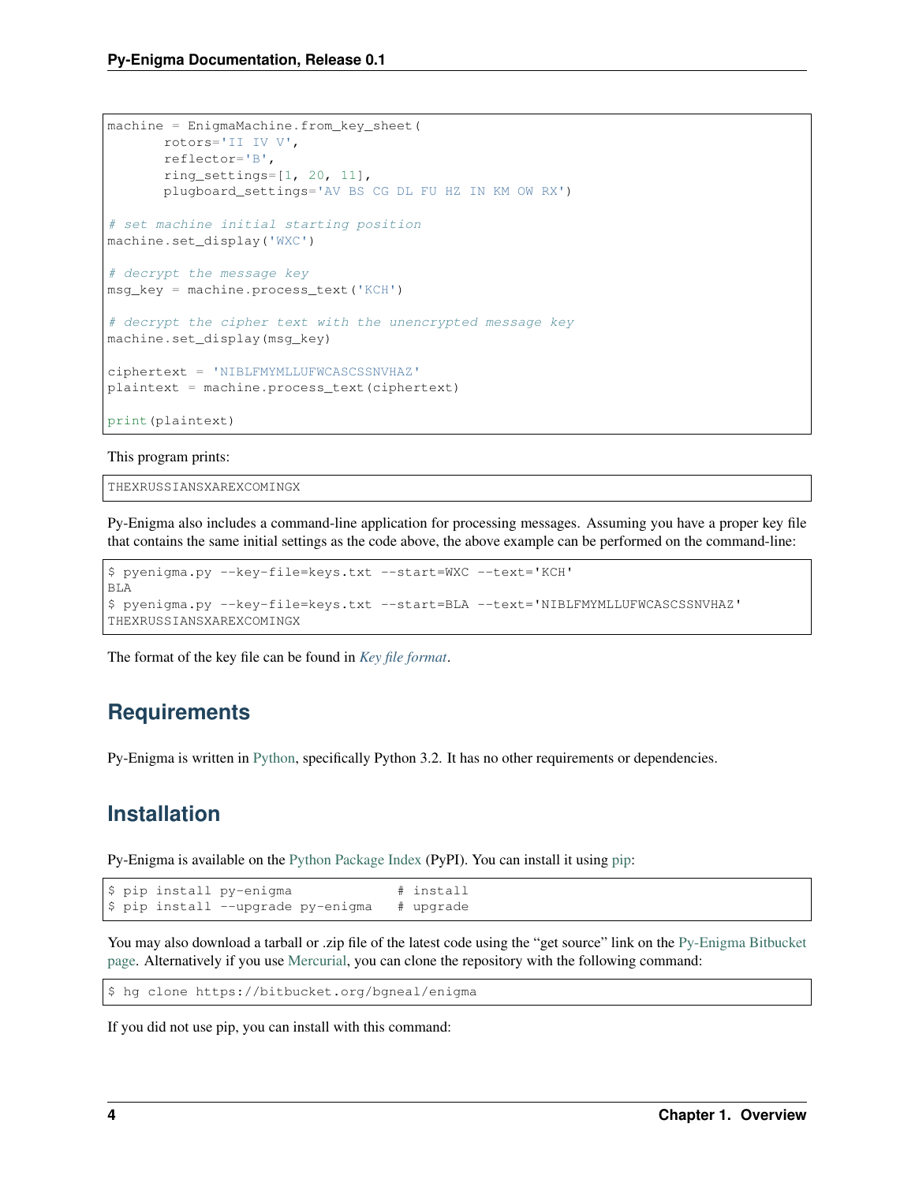```python
machine = EnigmaMachine.from_key_sheet(
       rotors='II IV V',
       reflector='B',
       ring_settings=[1, 20, 11],
       plugboard_settings='AV BS CG DL FU HZ IN KM OW RX')

# set machine initial starting position
machine.set_display('WXC')

# decrypt the message key
msg_key = machine.process_text('KCH')

# decrypt the cipher text with the unencrypted message key
machine.set_display(msg_key)

ciphertext = 'NIBLFMYMLLUFWCASCSSNVHAZ'
plaintext = machine.process_text(ciphertext)

print(plaintext)
```

This program prints:

```
THEXRUSSIANSXAREXCOMINGX
```

Py-Enigma also includes a command-line application for processing messages. Assuming you have a proper key file that contains the same initial settings as the code above, the above example can be performed on the command-line:

```
$ pyenigma.py --key-file=keys.txt --start=WXC --text='KCH'
BLA
$ pyenigma.py --key-file=keys.txt --start=BLA --text='NIBLFMYMLLUFWCASCSSNVHAZ'
THEXRUSSIANSXAREXCOMINGX
```

The format of the key file can be found in *Key file format*.

## Requirements

Py-Enigma is written in Python, specifically Python 3.2. It has no other requirements or dependencies.

## Installation

Py-Enigma is available on the Python Package Index (PyPI). You can install it using pip:

```
$ pip install py-enigma              # install
$ pip install --upgrade py-enigma    # upgrade
```

You may also download a tarball or .zip file of the latest code using the "get source" link on the Py-Enigma Bitbucket page. Alternatively if you use Mercurial, you can clone the repository with the following command:

```
$ hg clone https://bitbucket.org/bgneal/enigma
```

If you did not use pip, you can install with this command: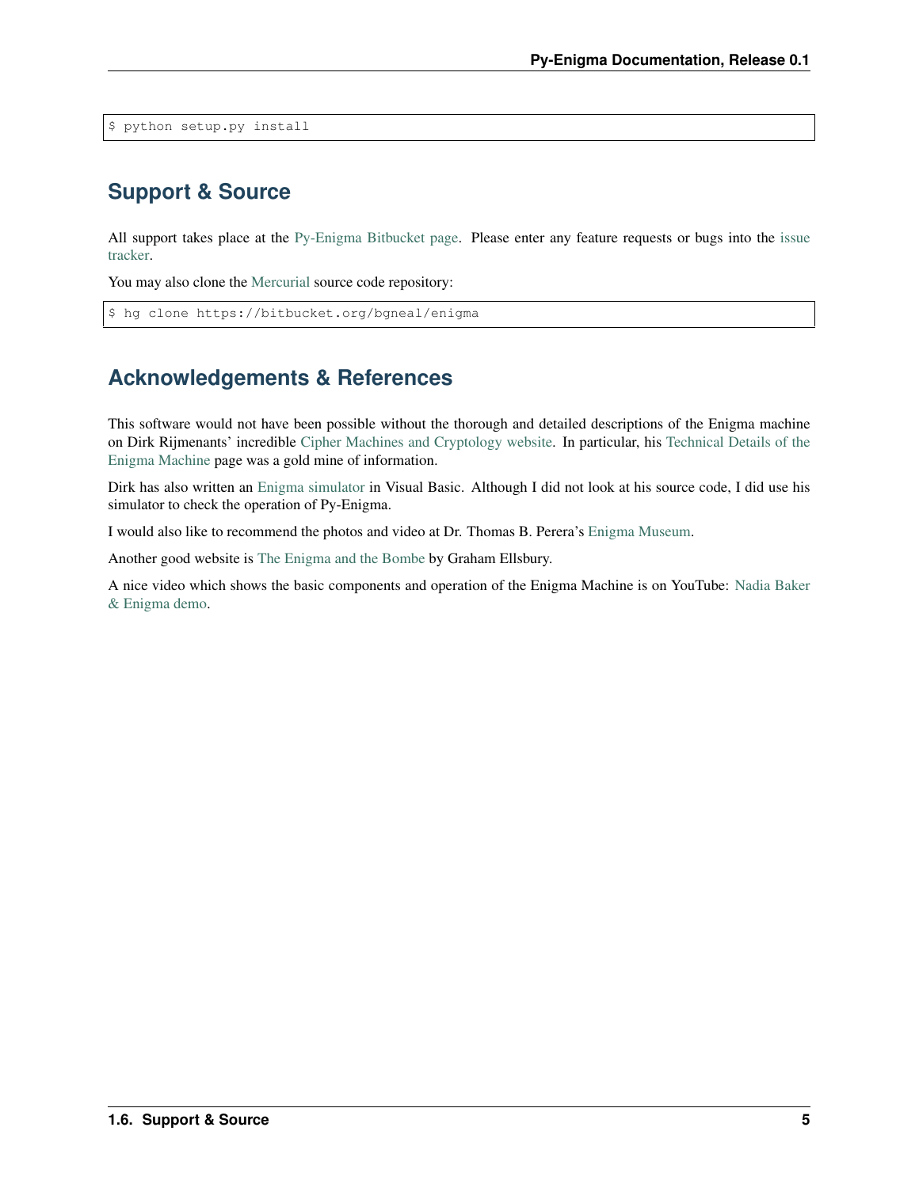```
$ python setup.py install
```

## Support & Source

All support takes place at the Py-Enigma Bitbucket page. Please enter any feature requests or bugs into the issue tracker.

You may also clone the Mercurial source code repository:

```
$ hg clone https://bitbucket.org/bgneal/enigma
```

## Acknowledgements & References

This software would not have been possible without the thorough and detailed descriptions of the Enigma machine on Dirk Rijmenants' incredible Cipher Machines and Cryptology website. In particular, his Technical Details of the Enigma Machine page was a gold mine of information.

Dirk has also written an Enigma simulator in Visual Basic. Although I did not look at his source code, I did use his simulator to check the operation of Py-Enigma.

I would also like to recommend the photos and video at Dr. Thomas B. Perera's Enigma Museum.

Another good website is The Enigma and the Bombe by Graham Ellsbury.

A nice video which shows the basic components and operation of the Enigma Machine is on YouTube: Nadia Baker & Enigma demo.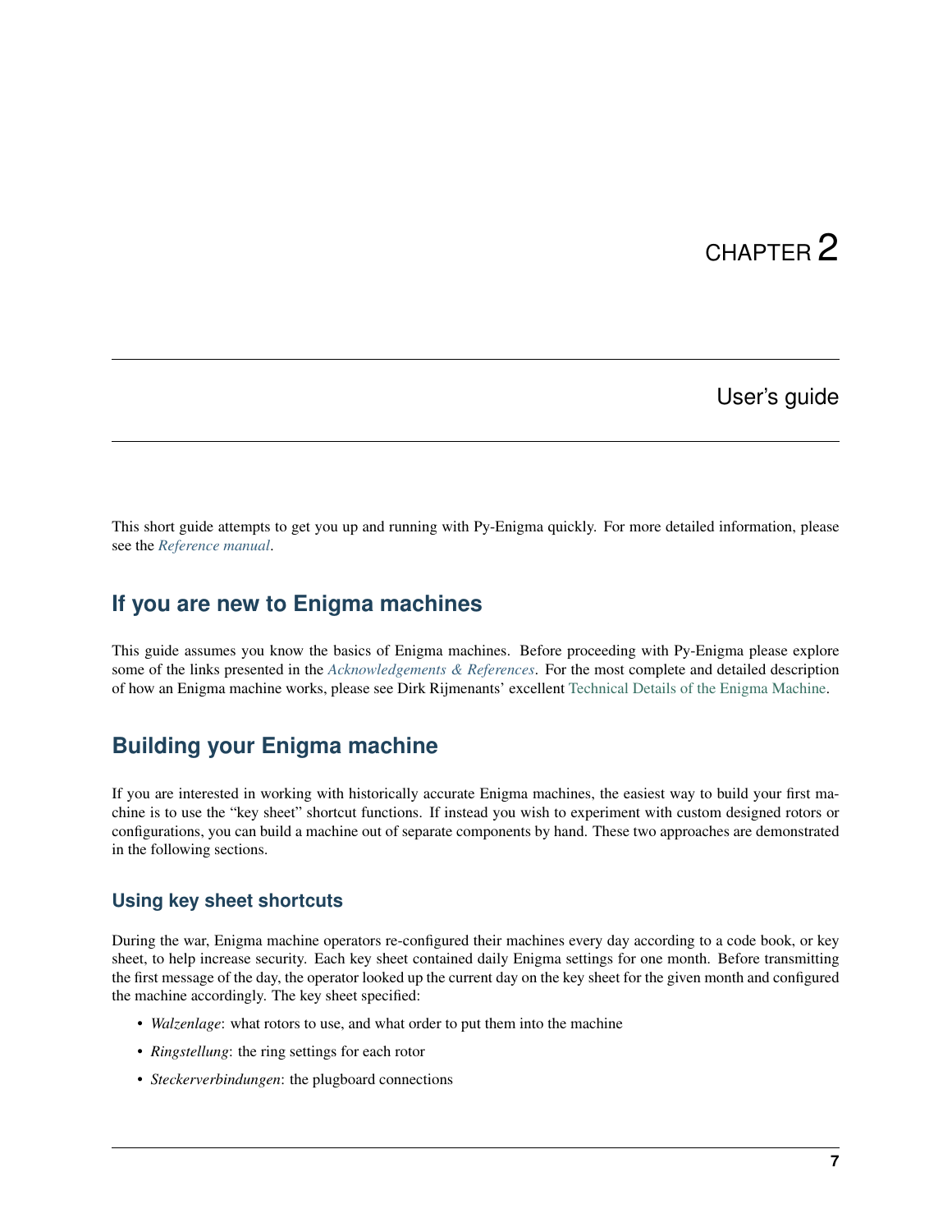# CHAPTER 2

## User's guide

This short guide attempts to get you up and running with Py-Enigma quickly. For more detailed information, please see the *Reference manual*.

## If you are new to Enigma machines

This guide assumes you know the basics of Enigma machines. Before proceeding with Py-Enigma please explore some of the links presented in the *Acknowledgements & References*. For the most complete and detailed description of how an Enigma machine works, please see Dirk Rijmenants' excellent Technical Details of the Enigma Machine.

## Building your Enigma machine

If you are interested in working with historically accurate Enigma machines, the easiest way to build your first machine is to use the "key sheet" shortcut functions. If instead you wish to experiment with custom designed rotors or configurations, you can build a machine out of separate components by hand. These two approaches are demonstrated in the following sections.

### Using key sheet shortcuts

During the war, Enigma machine operators re-configured their machines every day according to a code book, or key sheet, to help increase security. Each key sheet contained daily Enigma settings for one month. Before transmitting the first message of the day, the operator looked up the current day on the key sheet for the given month and configured the machine accordingly. The key sheet specified:

- *Walzenlage*: what rotors to use, and what order to put them into the machine
- *Ringstellung*: the ring settings for each rotor
- *Steckerverbindungen*: the plugboard connections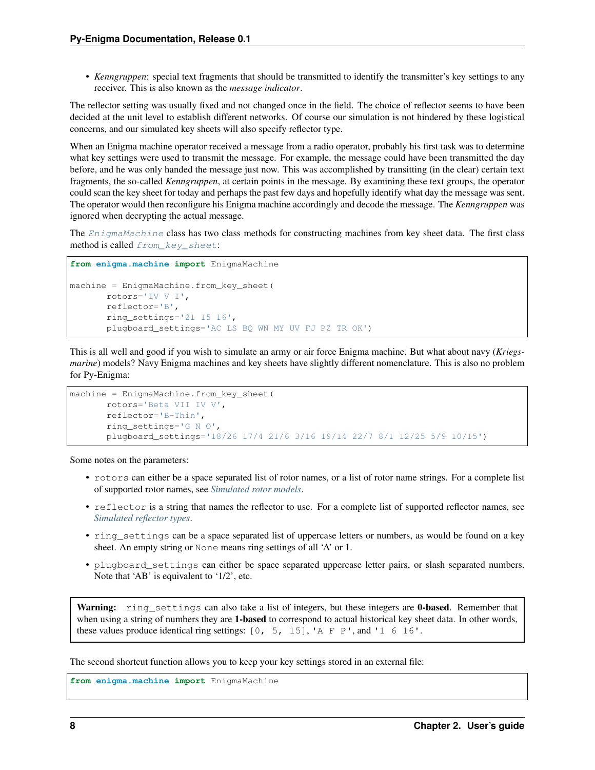- *Kenngruppen*: special text fragments that should be transmitted to identify the transmitter's key settings to any receiver. This is also known as the *message indicator*.

The reflector setting was usually fixed and not changed once in the field. The choice of reflector seems to have been decided at the unit level to establish different networks. Of course our simulation is not hindered by these logistical concerns, and our simulated key sheets will also specify reflector type.

When an Enigma machine operator received a message from a radio operator, probably his first task was to determine what key settings were used to transmit the message. For example, the message could have been transmitted the day before, and he was only handed the message just now. This was accomplished by transitting (in the clear) certain text fragments, the so-called *Kenngruppen*, at certain points in the message. By examining these text groups, the operator could scan the key sheet for today and perhaps the past few days and hopefully identify what day the message was sent. The operator would then reconfigure his Enigma machine accordingly and decode the message. The *Kenngruppen* was ignored when decrypting the actual message.

The `EnigmaMachine` class has two class methods for constructing machines from key sheet data. The first class method is called `from_key_sheet`:

```
from enigma.machine import EnigmaMachine

machine = EnigmaMachine.from_key_sheet(
       rotors='IV V I',
       reflector='B',
       ring_settings='21 15 16',
       plugboard_settings='AC LS BQ WN MY UV FJ PZ TR OK')
```

This is all well and good if you wish to simulate an army or air force Enigma machine. But what about navy (*Kriegsmarine*) models? Navy Enigma machines and key sheets have slightly different nomenclature. This is also no problem for Py-Enigma:

```
machine = EnigmaMachine.from_key_sheet(
       rotors='Beta VII IV V',
       reflector='B-Thin',
       ring_settings='G N O',
       plugboard_settings='18/26 17/4 21/6 3/16 19/14 22/7 8/1 12/25 5/9 10/15')
```

Some notes on the parameters:

- `rotors` can either be a space separated list of rotor names, or a list of rotor name strings. For a complete list of supported rotor names, see *Simulated rotor models*.
- `reflector` is a string that names the reflector to use. For a complete list of supported reflector names, see *Simulated reflector types*.
- `ring_settings` can be a space separated list of uppercase letters or numbers, as would be found on a key sheet. An empty string or `None` means ring settings of all 'A' or 1.
- `plugboard_settings` can either be space separated uppercase letter pairs, or slash separated numbers. Note that 'AB' is equivalent to '1/2', etc.

> **Warning:** `ring_settings` can also take a list of integers, but these integers are **0-based**. Remember that when using a string of numbers they are **1-based** to correspond to actual historical key sheet data. In other words, these values produce identical ring settings: `[0, 5, 15]`, `'A F P'`, and `'1 6 16'`.

The second shortcut function allows you to keep your key settings stored in an external file:

```
from enigma.machine import EnigmaMachine
```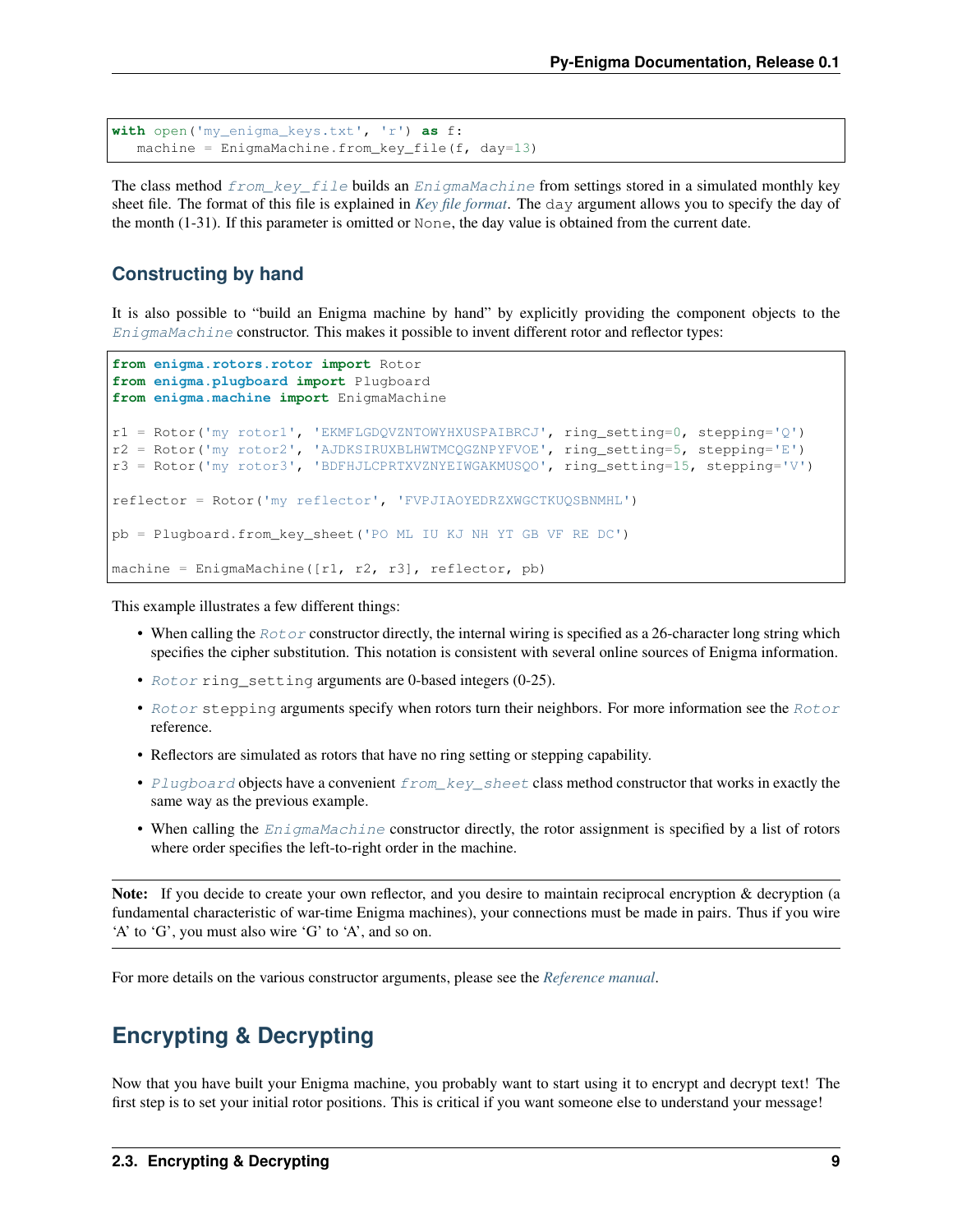```python
with open('my_enigma_keys.txt', 'r') as f:
   machine = EnigmaMachine.from_key_file(f, day=13)
```

The class method *from_key_file* builds an *EnigmaMachine* from settings stored in a simulated monthly key sheet file. The format of this file is explained in *Key file format*. The day argument allows you to specify the day of the month (1-31). If this parameter is omitted or None, the day value is obtained from the current date.

### Constructing by hand

It is also possible to "build an Enigma machine by hand" by explicitly providing the component objects to the *EnigmaMachine* constructor. This makes it possible to invent different rotor and reflector types:

```python
from enigma.rotors.rotor import Rotor
from enigma.plugboard import Plugboard
from enigma.machine import EnigmaMachine

r1 = Rotor('my rotor1', 'EKMFLGDQVZNTOWYHXUSPAIBRCJ', ring_setting=0, stepping='Q')
r2 = Rotor('my rotor2', 'AJDKSIRUXBLHWTMCQGZNPYFVOE', ring_setting=5, stepping='E')
r3 = Rotor('my rotor3', 'BDFHJLCPRTXVZNYEIWGAKMUSQO', ring_setting=15, stepping='V')

reflector = Rotor('my reflector', 'FVPJIAOYEDRZXWGCTKUQSBNMHL')

pb = Plugboard.from_key_sheet('PO ML IU KJ NH YT GB VF RE DC')

machine = EnigmaMachine([r1, r2, r3], reflector, pb)
```

This example illustrates a few different things:

- When calling the *Rotor* constructor directly, the internal wiring is specified as a 26-character long string which specifies the cipher substitution. This notation is consistent with several online sources of Enigma information.
- *Rotor* ring_setting arguments are 0-based integers (0-25).
- *Rotor* stepping arguments specify when rotors turn their neighbors. For more information see the *Rotor* reference.
- Reflectors are simulated as rotors that have no ring setting or stepping capability.
- *Plugboard* objects have a convenient *from_key_sheet* class method constructor that works in exactly the same way as the previous example.
- When calling the *EnigmaMachine* constructor directly, the rotor assignment is specified by a list of rotors where order specifies the left-to-right order in the machine.

**Note:** If you decide to create your own reflector, and you desire to maintain reciprocal encryption & decryption (a fundamental characteristic of war-time Enigma machines), your connections must be made in pairs. Thus if you wire 'A' to 'G', you must also wire 'G' to 'A', and so on.

For more details on the various constructor arguments, please see the *Reference manual*.

## Encrypting & Decrypting

Now that you have built your Enigma machine, you probably want to start using it to encrypt and decrypt text! The first step is to set your initial rotor positions. This is critical if you want someone else to understand your message!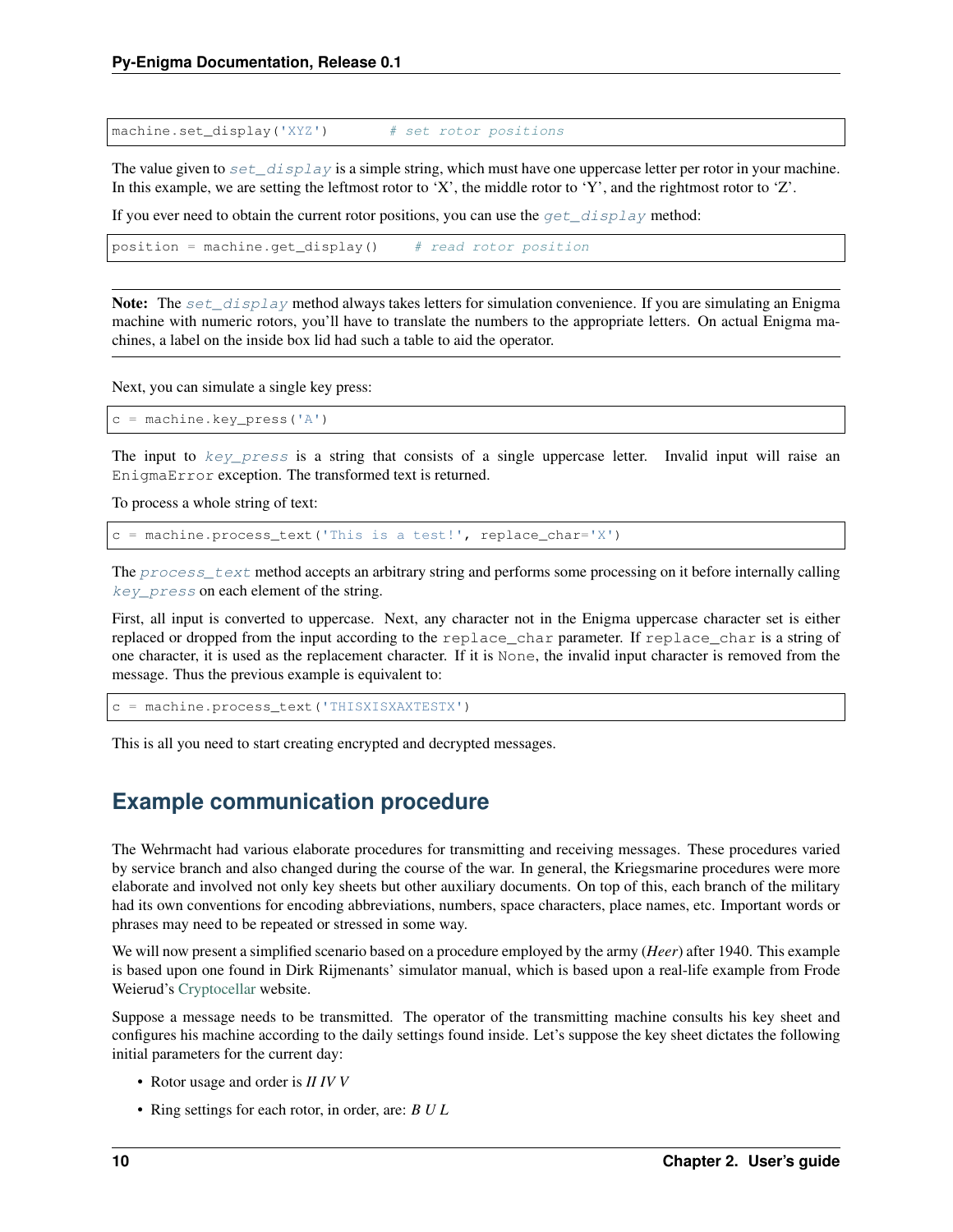```
machine.set_display('XYZ')      # set rotor positions
```

The value given to `set_display` is a simple string, which must have one uppercase letter per rotor in your machine. In this example, we are setting the leftmost rotor to 'X', the middle rotor to 'Y', and the rightmost rotor to 'Z'.

If you ever need to obtain the current rotor positions, you can use the `get_display` method:

```
position = machine.get_display()    # read rotor position
```

---

**Note:** The `set_display` method always takes letters for simulation convenience. If you are simulating an Enigma machine with numeric rotors, you'll have to translate the numbers to the appropriate letters. On actual Enigma machines, a label on the inside box lid had such a table to aid the operator.

---

Next, you can simulate a single key press:

```
c = machine.key_press('A')
```

The input to `key_press` is a string that consists of a single uppercase letter. Invalid input will raise an `EnigmaError` exception. The transformed text is returned.

To process a whole string of text:

```
c = machine.process_text('This is a test!', replace_char='X')
```

The `process_text` method accepts an arbitrary string and performs some processing on it before internally calling `key_press` on each element of the string.

First, all input is converted to uppercase. Next, any character not in the Enigma uppercase character set is either replaced or dropped from the input according to the `replace_char` parameter. If `replace_char` is a string of one character, it is used as the replacement character. If it is `None`, the invalid input character is removed from the message. Thus the previous example is equivalent to:

```
c = machine.process_text('THISXISXAXTESTX')
```

This is all you need to start creating encrypted and decrypted messages.

## Example communication procedure

The Wehrmacht had various elaborate procedures for transmitting and receiving messages. These procedures varied by service branch and also changed during the course of the war. In general, the Kriegsmarine procedures were more elaborate and involved not only key sheets but other auxiliary documents. On top of this, each branch of the military had its own conventions for encoding abbreviations, numbers, space characters, place names, etc. Important words or phrases may need to be repeated or stressed in some way.

We will now present a simplified scenario based on a procedure employed by the army (*Heer*) after 1940. This example is based upon one found in Dirk Rijmenants' simulator manual, which is based upon a real-life example from Frode Weierud's Cryptocellar website.

Suppose a message needs to be transmitted. The operator of the transmitting machine consults his key sheet and configures his machine according to the daily settings found inside. Let's suppose the key sheet dictates the following initial parameters for the current day:

- Rotor usage and order is *II IV V*
- Ring settings for each rotor, in order, are: *B U L*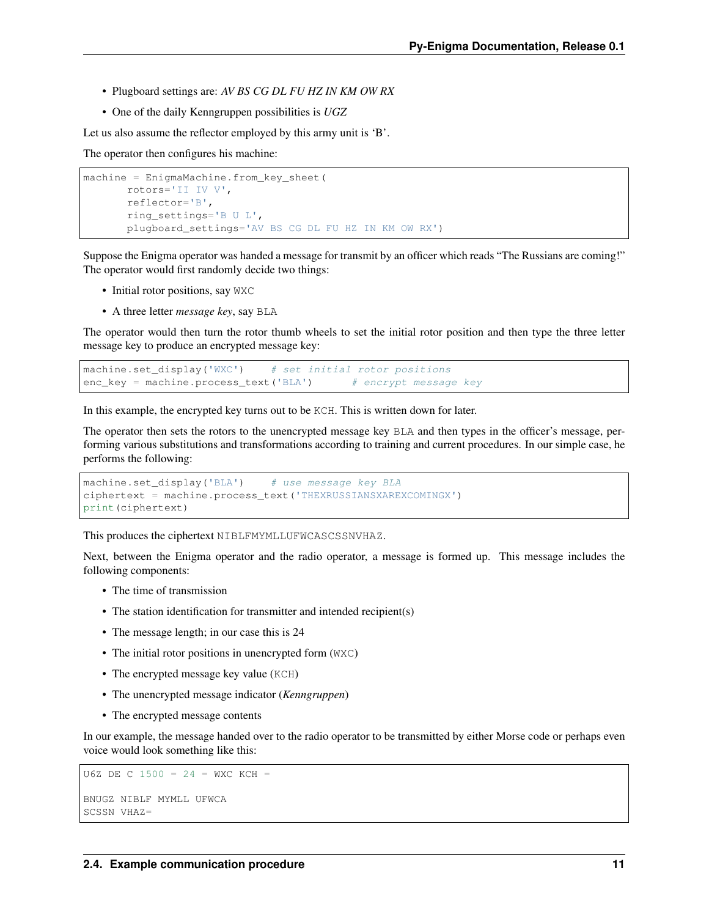- Plugboard settings are: *AV BS CG DL FU HZ IN KM OW RX*
- One of the daily Kenngruppen possibilities is *UGZ*

Let us also assume the reflector employed by this army unit is 'B'.

The operator then configures his machine:

```
machine = EnigmaMachine.from_key_sheet(
       rotors='II IV V',
       reflector='B',
       ring_settings='B U L',
       plugboard_settings='AV BS CG DL FU HZ IN KM OW RX')
```

Suppose the Enigma operator was handed a message for transmit by an officer which reads "The Russians are coming!" The operator would first randomly decide two things:

- Initial rotor positions, say `WXC`
- A three letter *message key*, say `BLA`

The operator would then turn the rotor thumb wheels to set the initial rotor position and then type the three letter message key to produce an encrypted message key:

```
machine.set_display('WXC')    # set initial rotor positions
enc_key = machine.process_text('BLA')      # encrypt message key
```

In this example, the encrypted key turns out to be `KCH`. This is written down for later.

The operator then sets the rotors to the unencrypted message key `BLA` and then types in the officer's message, performing various substitutions and transformations according to training and current procedures. In our simple case, he performs the following:

```
machine.set_display('BLA')    # use message key BLA
ciphertext = machine.process_text('THEXRUSSIANSXAREXCOMINGX')
print(ciphertext)
```

This produces the ciphertext `NIBLFMYMLLUFWCASCSSNVHAZ`.

Next, between the Enigma operator and the radio operator, a message is formed up. This message includes the following components:

- The time of transmission
- The station identification for transmitter and intended recipient(s)
- The message length; in our case this is 24
- The initial rotor positions in unencrypted form (`WXC`)
- The encrypted message key value (`KCH`)
- The unencrypted message indicator (*Kenngruppen*)
- The encrypted message contents

In our example, the message handed over to the radio operator to be transmitted by either Morse code or perhaps even voice would look something like this:

```
U6Z DE C 1500 = 24 = WXC KCH =

BNUGZ NIBLF MYMLL UFWCA
SCSSN VHAZ=
```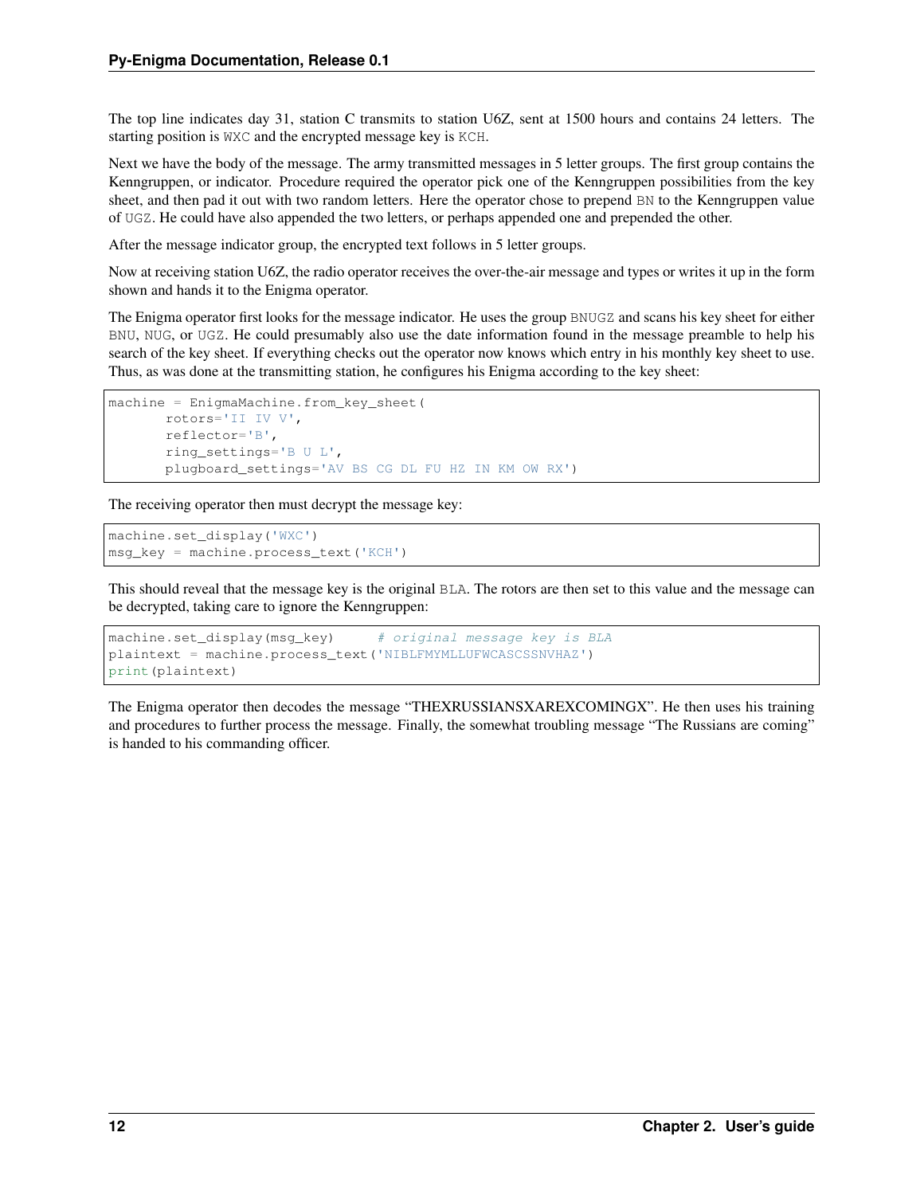The top line indicates day 31, station C transmits to station U6Z, sent at 1500 hours and contains 24 letters. The starting position is `WXC` and the encrypted message key is `KCH`.

Next we have the body of the message. The army transmitted messages in 5 letter groups. The first group contains the Kenngruppen, or indicator. Procedure required the operator pick one of the Kenngruppen possibilities from the key sheet, and then pad it out with two random letters. Here the operator chose to prepend `BN` to the Kenngruppen value of `UGZ`. He could have also appended the two letters, or perhaps appended one and prepended the other.

After the message indicator group, the encrypted text follows in 5 letter groups.

Now at receiving station U6Z, the radio operator receives the over-the-air message and types or writes it up in the form shown and hands it to the Enigma operator.

The Enigma operator first looks for the message indicator. He uses the group `BNUGZ` and scans his key sheet for either `BNU`, `NUG`, or `UGZ`. He could presumably also use the date information found in the message preamble to help his search of the key sheet. If everything checks out the operator now knows which entry in his monthly key sheet to use. Thus, as was done at the transmitting station, he configures his Enigma according to the key sheet:

```
machine = EnigmaMachine.from_key_sheet(
       rotors='II IV V',
       reflector='B',
       ring_settings='B U L',
       plugboard_settings='AV BS CG DL FU HZ IN KM OW RX')
```

The receiving operator then must decrypt the message key:

```
machine.set_display('WXC')
msg_key = machine.process_text('KCH')
```

This should reveal that the message key is the original `BLA`. The rotors are then set to this value and the message can be decrypted, taking care to ignore the Kenngruppen:

```
machine.set_display(msg_key)      # original message key is BLA
plaintext = machine.process_text('NIBLFMYMLLUFWCASCSSNVHAZ')
print(plaintext)
```

The Enigma operator then decodes the message "THEXRUSSIANSXAREXCOMINGX". He then uses his training and procedures to further process the message. Finally, the somewhat troubling message "The Russians are coming" is handed to his commanding officer.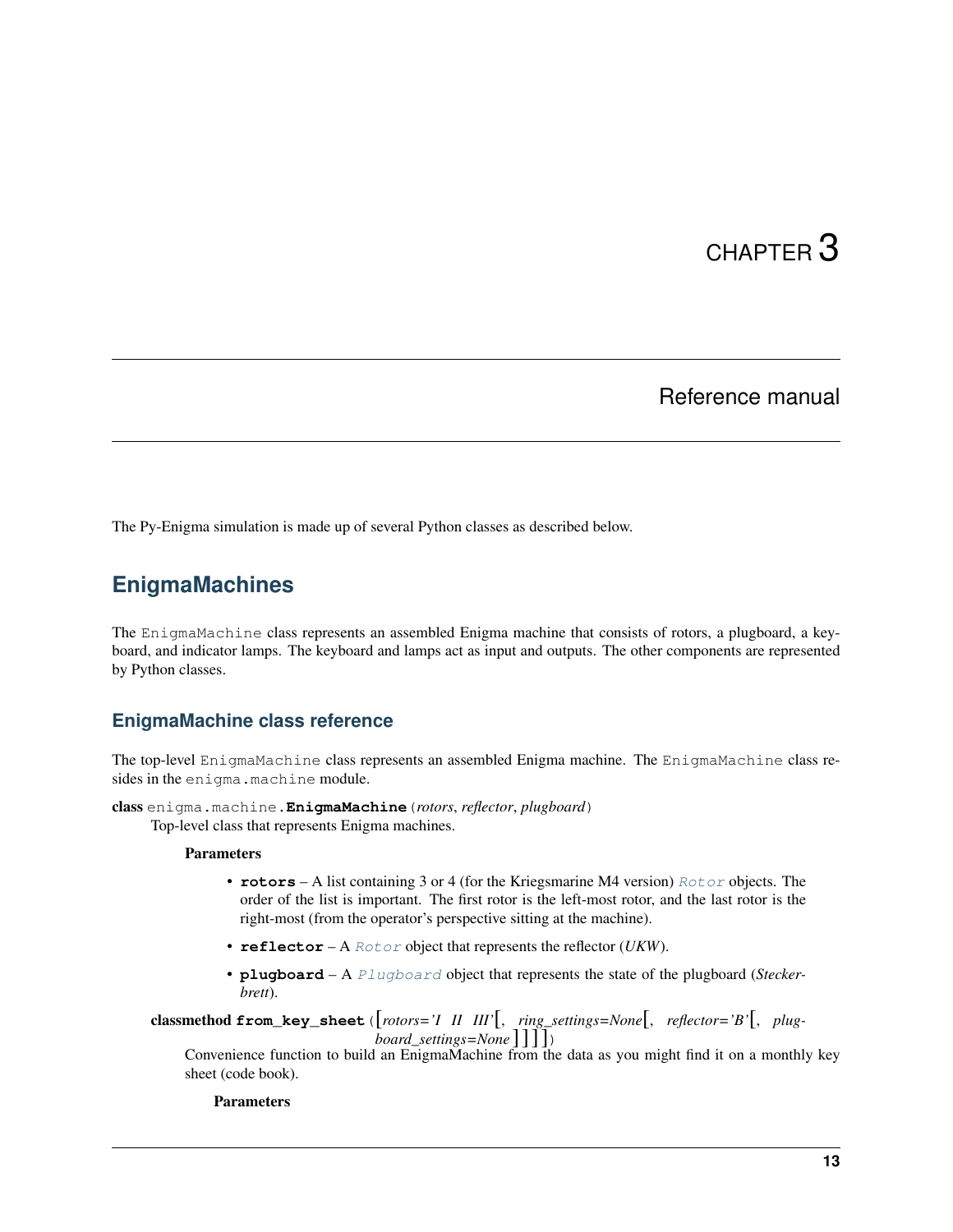# CHAPTER 3

# Reference manual

The Py-Enigma simulation is made up of several Python classes as described below.

## EnigmaMachines

The EnigmaMachine class represents an assembled Enigma machine that consists of rotors, a plugboard, a keyboard, and indicator lamps. The keyboard and lamps act as input and outputs. The other components are represented by Python classes.

### EnigmaMachine class reference

The top-level EnigmaMachine class represents an assembled Enigma machine. The EnigmaMachine class resides in the enigma.machine module.

**class** enigma.machine.**EnigmaMachine**(*rotors*, *reflector*, *plugboard*)

Top-level class that represents Enigma machines.

**Parameters**

- **rotors** – A list containing 3 or 4 (for the Kriegsmarine M4 version) *Rotor* objects. The order of the list is important. The first rotor is the left-most rotor, and the last rotor is the right-most (from the operator's perspective sitting at the machine).
- **reflector** – A *Rotor* object that represents the reflector (*UKW*).
- **plugboard** – A *Plugboard* object that represents the state of the plugboard (*Steckerbrett*).

**classmethod from_key_sheet**([*rotors='I II III'*[, *ring_settings=None*[, *reflector='B'*[, *plugboard_settings=None*]]]])

Convenience function to build an EnigmaMachine from the data as you might find it on a monthly key sheet (code book).

**Parameters**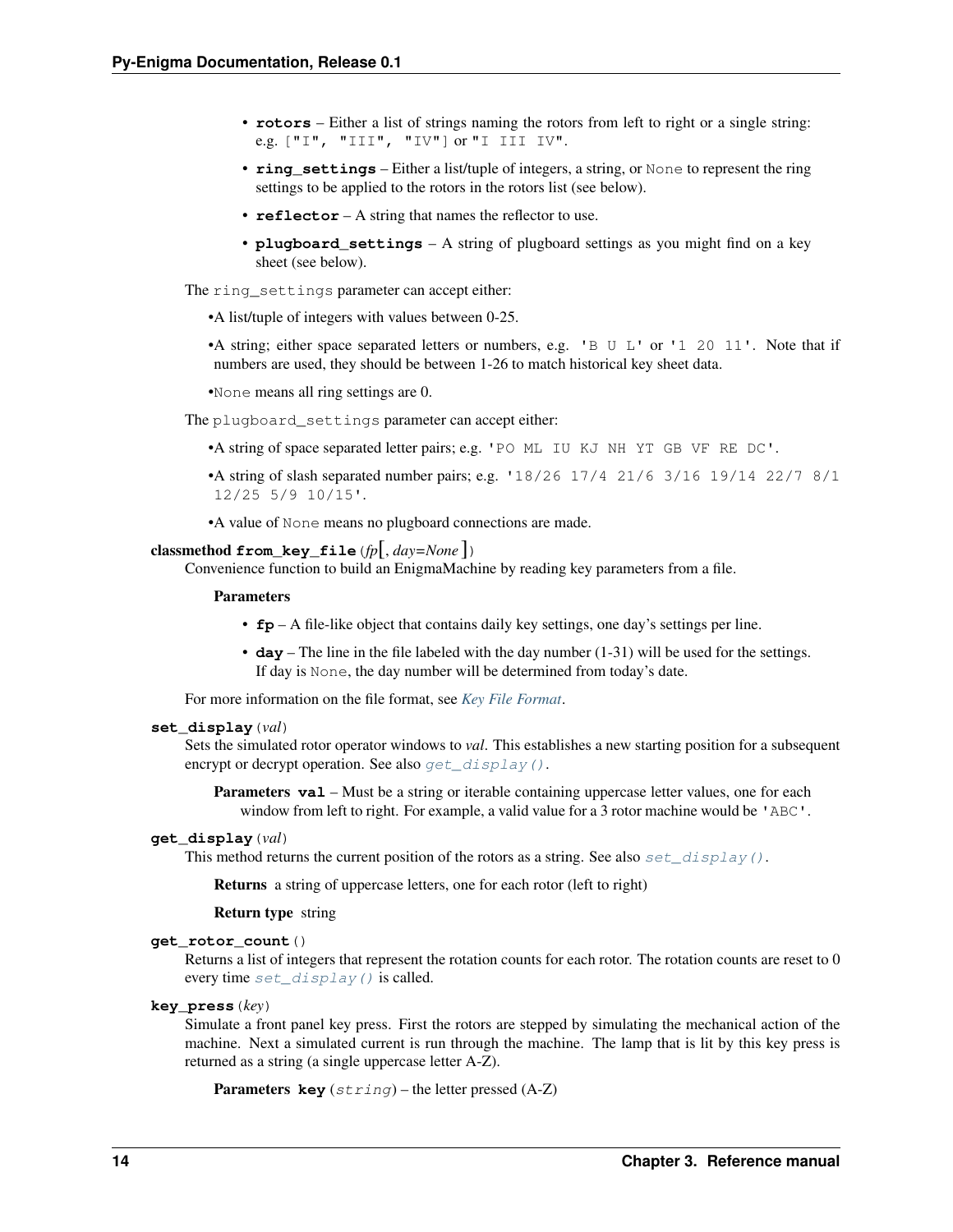- **rotors** – Either a list of strings naming the rotors from left to right or a single string: e.g. `["I", "III", "IV"]` or `"I III IV"`.
- **ring_settings** – Either a list/tuple of integers, a string, or `None` to represent the ring settings to be applied to the rotors in the rotors list (see below).
- **reflector** – A string that names the reflector to use.
- **plugboard_settings** – A string of plugboard settings as you might find on a key sheet (see below).

The `ring_settings` parameter can accept either:

- A list/tuple of integers with values between 0-25.
- A string; either space separated letters or numbers, e.g. `'B U L'` or `'1 20 11'`. Note that if numbers are used, they should be between 1-26 to match historical key sheet data.
- `None` means all ring settings are 0.

The `plugboard_settings` parameter can accept either:

- A string of space separated letter pairs; e.g. `'PO ML IU KJ NH YT GB VF RE DC'`.
- A string of slash separated number pairs; e.g. `'18/26 17/4 21/6 3/16 19/14 22/7 8/1 12/25 5/9 10/15'`.
- A value of `None` means no plugboard connections are made.

**classmethod from_key_file**(*fp*[, *day=None* ])

Convenience function to build an EnigmaMachine by reading key parameters from a file.

**Parameters**

- **fp** – A file-like object that contains daily key settings, one day's settings per line.
- **day** – The line in the file labeled with the day number (1-31) will be used for the settings. If day is `None`, the day number will be determined from today's date.

For more information on the file format, see *Key File Format*.

**set_display**(*val*)

Sets the simulated rotor operator windows to *val*. This establishes a new starting position for a subsequent encrypt or decrypt operation. See also `get_display()`.

**Parameters val** – Must be a string or iterable containing uppercase letter values, one for each window from left to right. For example, a valid value for a 3 rotor machine would be `'ABC'`.

**get_display**(*val*)

This method returns the current position of the rotors as a string. See also `set_display()`.

**Returns** a string of uppercase letters, one for each rotor (left to right)

**Return type** string

**get_rotor_count**()

Returns a list of integers that represent the rotation counts for each rotor. The rotation counts are reset to 0 every time `set_display()` is called.

**key_press**(*key*)

Simulate a front panel key press. First the rotors are stepped by simulating the mechanical action of the machine. Next a simulated current is run through the machine. The lamp that is lit by this key press is returned as a string (a single uppercase letter A-Z).

**Parameters key** (*string*) – the letter pressed (A-Z)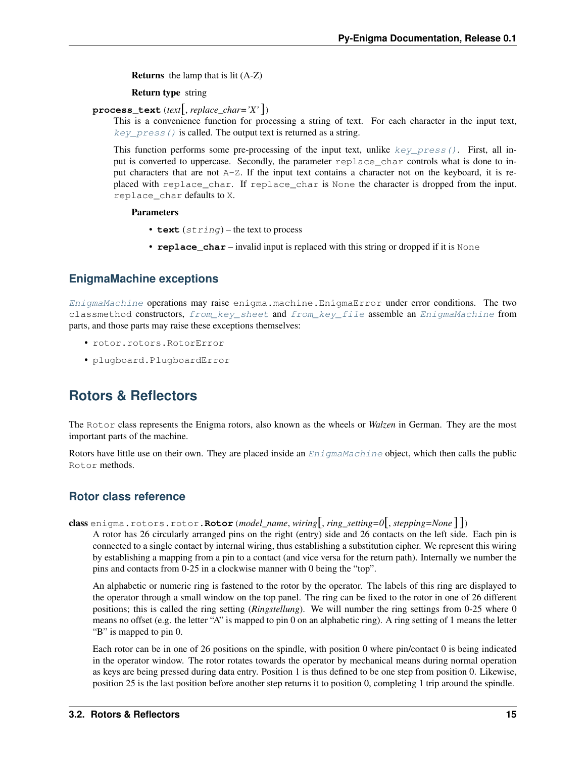Returns the lamp that is lit (A-Z)

Return type string

**process_text**(*text*[, *replace_char='X'* ])

This is a convenience function for processing a string of text. For each character in the input text, `key_press()` is called. The output text is returned as a string.

This function performs some pre-processing of the input text, unlike `key_press()`. First, all input is converted to uppercase. Secondly, the parameter `replace_char` controls what is done to input characters that are not `A-Z`. If the input text contains a character not on the keyboard, it is replaced with `replace_char`. If `replace_char` is `None` the character is dropped from the input. `replace_char` defaults to `X`.

**Parameters**

- **text** (*string*) – the text to process
- **replace_char** – invalid input is replaced with this string or dropped if it is `None`

### EnigmaMachine exceptions

`EnigmaMachine` operations may raise `enigma.machine.EnigmaError` under error conditions. The two `classmethod` constructors, `from_key_sheet` and `from_key_file` assemble an `EnigmaMachine` from parts, and those parts may raise these exceptions themselves:

- `rotor.rotors.RotorError`
- `plugboard.PlugboardError`

## Rotors & Reflectors

The `Rotor` class represents the Enigma rotors, also known as the wheels or *Walzen* in German. They are the most important parts of the machine.

Rotors have little use on their own. They are placed inside an `EnigmaMachine` object, which then calls the public `Rotor` methods.

### Rotor class reference

**class** `enigma.rotors.rotor.`**Rotor**(*model_name*, *wiring*[, *ring_setting=0*[, *stepping=None* ]])

A rotor has 26 circularly arranged pins on the right (entry) side and 26 contacts on the left side. Each pin is connected to a single contact by internal wiring, thus establishing a substitution cipher. We represent this wiring by establishing a mapping from a pin to a contact (and vice versa for the return path). Internally we number the pins and contacts from 0-25 in a clockwise manner with 0 being the "top".

An alphabetic or numeric ring is fastened to the rotor by the operator. The labels of this ring are displayed to the operator through a small window on the top panel. The ring can be fixed to the rotor in one of 26 different positions; this is called the ring setting (*Ringstellung*). We will number the ring settings from 0-25 where 0 means no offset (e.g. the letter "A" is mapped to pin 0 on an alphabetic ring). A ring setting of 1 means the letter "B" is mapped to pin 0.

Each rotor can be in one of 26 positions on the spindle, with position 0 where pin/contact 0 is being indicated in the operator window. The rotor rotates towards the operator by mechanical means during normal operation as keys are being pressed during data entry. Position 1 is thus defined to be one step from position 0. Likewise, position 25 is the last position before another step returns it to position 0, completing 1 trip around the spindle.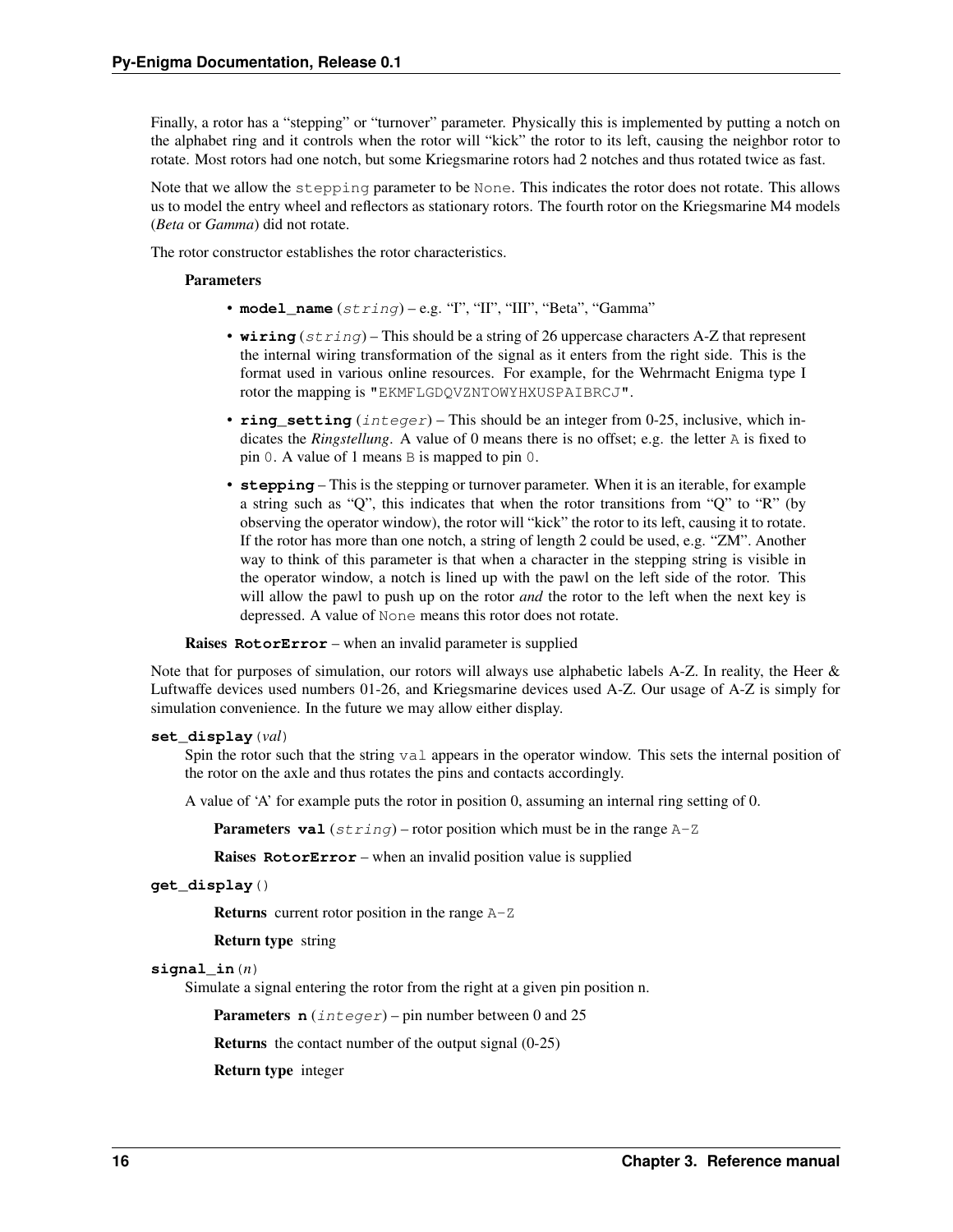Finally, a rotor has a "stepping" or "turnover" parameter. Physically this is implemented by putting a notch on the alphabet ring and it controls when the rotor will "kick" the rotor to its left, causing the neighbor rotor to rotate. Most rotors had one notch, but some Kriegsmarine rotors had 2 notches and thus rotated twice as fast.

Note that we allow the `stepping` parameter to be `None`. This indicates the rotor does not rotate. This allows us to model the entry wheel and reflectors as stationary rotors. The fourth rotor on the Kriegsmarine M4 models (*Beta* or *Gamma*) did not rotate.

The rotor constructor establishes the rotor characteristics.

**Parameters**

- **`model_name`** (*string*) – e.g. "I", "II", "III", "Beta", "Gamma"
- **`wiring`** (*string*) – This should be a string of 26 uppercase characters A-Z that represent the internal wiring transformation of the signal as it enters from the right side. This is the format used in various online resources. For example, for the Wehrmacht Enigma type I rotor the mapping is `"EKMFLGDQVZNTOWYHXUSPAIBRCJ"`.
- **`ring_setting`** (*integer*) – This should be an integer from 0-25, inclusive, which indicates the *Ringstellung*. A value of 0 means there is no offset; e.g. the letter `A` is fixed to pin `0`. A value of 1 means `B` is mapped to pin `0`.
- **`stepping`** – This is the stepping or turnover parameter. When it is an iterable, for example a string such as "Q", this indicates that when the rotor transitions from "Q" to "R" (by observing the operator window), the rotor will "kick" the rotor to its left, causing it to rotate. If the rotor has more than one notch, a string of length 2 could be used, e.g. "ZM". Another way to think of this parameter is that when a character in the stepping string is visible in the operator window, a notch is lined up with the pawl on the left side of the rotor. This will allow the pawl to push up on the rotor *and* the rotor to the left when the next key is depressed. A value of `None` means this rotor does not rotate.

**Raises** **`RotorError`** – when an invalid parameter is supplied

Note that for purposes of simulation, our rotors will always use alphabetic labels A-Z. In reality, the Heer & Luftwaffe devices used numbers 01-26, and Kriegsmarine devices used A-Z. Our usage of A-Z is simply for simulation convenience. In the future we may allow either display.

**`set_display`**(*val*)

Spin the rotor such that the string `val` appears in the operator window. This sets the internal position of the rotor on the axle and thus rotates the pins and contacts accordingly.

A value of 'A' for example puts the rotor in position 0, assuming an internal ring setting of 0.

**Parameters** **`val`** (*string*) – rotor position which must be in the range `A-Z`

**Raises** **`RotorError`** – when an invalid position value is supplied

**`get_display`**()

**Returns** current rotor position in the range `A-Z`

**Return type** string

**`signal_in`**(*n*)

Simulate a signal entering the rotor from the right at a given pin position n.

**Parameters** **`n`** (*integer*) – pin number between 0 and 25

**Returns** the contact number of the output signal (0-25)

**Return type** integer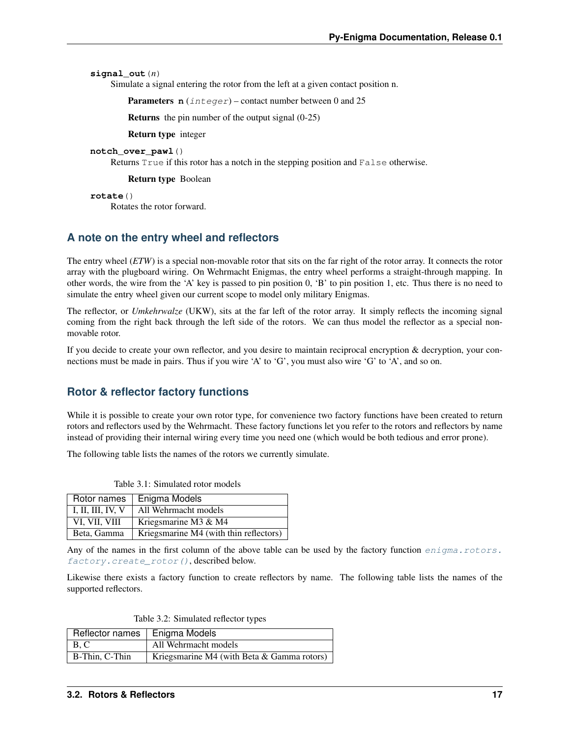**signal_out**(*n*)

Simulate a signal entering the rotor from the left at a given contact position n.

**Parameters** **n** (*integer*) – contact number between 0 and 25

**Returns** the pin number of the output signal (0-25)

**Return type** integer

**notch_over_pawl**()

Returns `True` if this rotor has a notch in the stepping position and `False` otherwise.

**Return type** Boolean

**rotate**()

Rotates the rotor forward.

## A note on the entry wheel and reflectors

The entry wheel (*ETW*) is a special non-movable rotor that sits on the far right of the rotor array. It connects the rotor array with the plugboard wiring. On Wehrmacht Enigmas, the entry wheel performs a straight-through mapping. In other words, the wire from the 'A' key is passed to pin position 0, 'B' to pin position 1, etc. Thus there is no need to simulate the entry wheel given our current scope to model only military Enigmas.

The reflector, or *Umkehrwalze* (UKW), sits at the far left of the rotor array. It simply reflects the incoming signal coming from the right back through the left side of the rotors. We can thus model the reflector as a special non-movable rotor.

If you decide to create your own reflector, and you desire to maintain reciprocal encryption & decryption, your connections must be made in pairs. Thus if you wire 'A' to 'G', you must also wire 'G' to 'A', and so on.

## Rotor & reflector factory functions

While it is possible to create your own rotor type, for convenience two factory functions have been created to return rotors and reflectors used by the Wehrmacht. These factory functions let you refer to the rotors and reflectors by name instead of providing their internal wiring every time you need one (which would be both tedious and error prone).

The following table lists the names of the rotors we currently simulate.

Table 3.1: Simulated rotor models

| Rotor names | Enigma Models |
|---|---|
| I, II, III, IV, V | All Wehrmacht models |
| VI, VII, VIII | Kriegsmarine M3 & M4 |
| Beta, Gamma | Kriegsmarine M4 (with thin reflectors) |

Any of the names in the first column of the above table can be used by the factory function `enigma.rotors.factory.create_rotor()`, described below.

Likewise there exists a factory function to create reflectors by name. The following table lists the names of the supported reflectors.

Table 3.2: Simulated reflector types

| Reflector names | Enigma Models |
|---|---|
| B, C | All Wehrmacht models |
| B-Thin, C-Thin | Kriegsmarine M4 (with Beta & Gamma rotors) |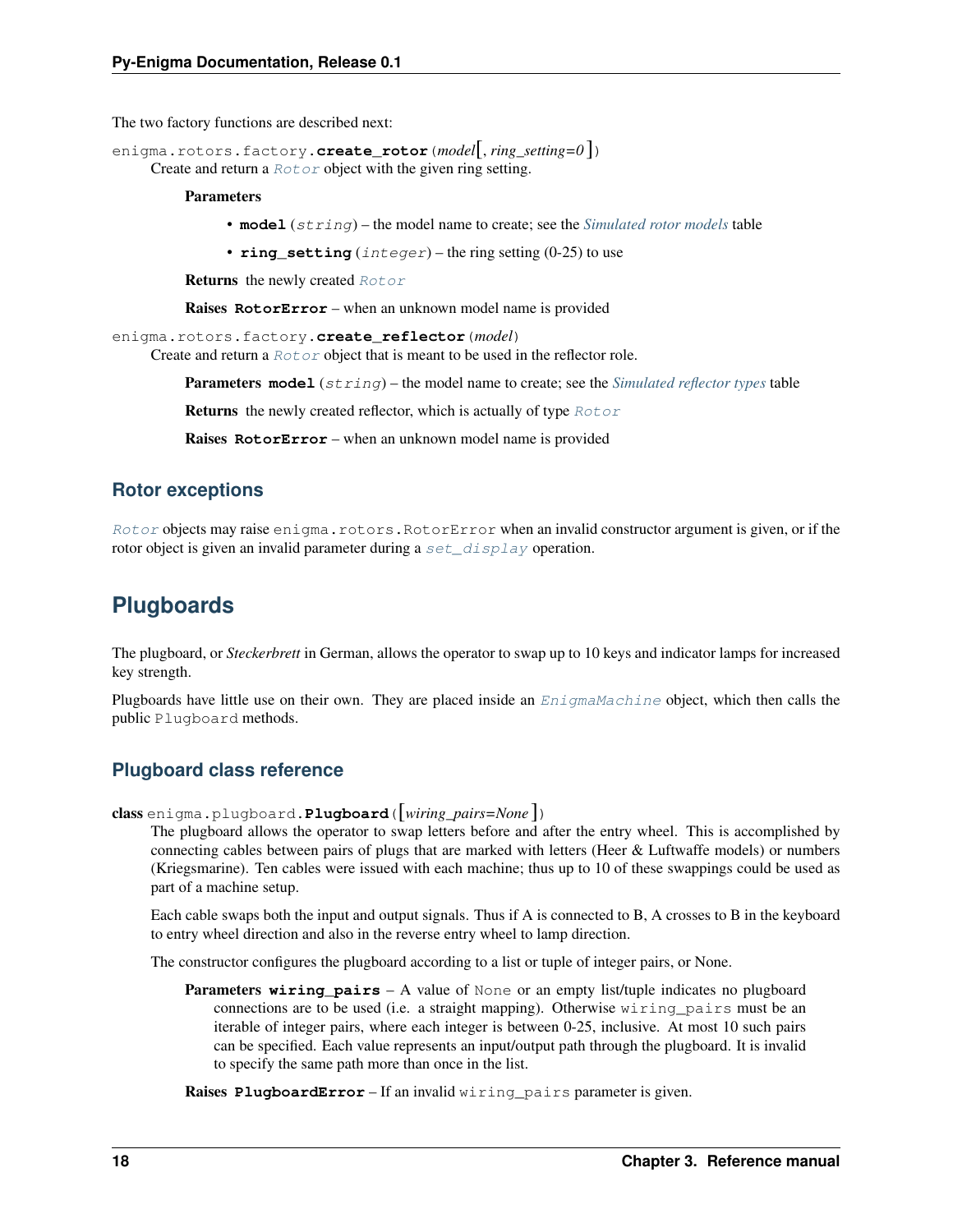The two factory functions are described next:

`enigma.rotors.factory.create_rotor(model[, ring_setting=0])`

Create and return a `Rotor` object with the given ring setting.

**Parameters**

- **model** (*string*) – the model name to create; see the *Simulated rotor models* table
- **ring_setting** (*integer*) – the ring setting (0-25) to use

**Returns** the newly created `Rotor`

**Raises** **RotorError** – when an unknown model name is provided

`enigma.rotors.factory.create_reflector(model)`

Create and return a `Rotor` object that is meant to be used in the reflector role.

**Parameters** **model** (*string*) – the model name to create; see the *Simulated reflector types* table

**Returns** the newly created reflector, which is actually of type `Rotor`

**Raises** **RotorError** – when an unknown model name is provided

### Rotor exceptions

`Rotor` objects may raise `enigma.rotors.RotorError` when an invalid constructor argument is given, or if the rotor object is given an invalid parameter during a `set_display` operation.

## Plugboards

The plugboard, or *Steckerbrett* in German, allows the operator to swap up to 10 keys and indicator lamps for increased key strength.

Plugboards have little use on their own. They are placed inside an `EnigmaMachine` object, which then calls the public `Plugboard` methods.

### Plugboard class reference

**class** `enigma.plugboard.Plugboard([wiring_pairs=None])`

The plugboard allows the operator to swap letters before and after the entry wheel. This is accomplished by connecting cables between pairs of plugs that are marked with letters (Heer & Luftwaffe models) or numbers (Kriegsmarine). Ten cables were issued with each machine; thus up to 10 of these swappings could be used as part of a machine setup.

Each cable swaps both the input and output signals. Thus if A is connected to B, A crosses to B in the keyboard to entry wheel direction and also in the reverse entry wheel to lamp direction.

The constructor configures the plugboard according to a list or tuple of integer pairs, or None.

**Parameters** **wiring_pairs** – A value of `None` or an empty list/tuple indicates no plugboard connections are to be used (i.e. a straight mapping). Otherwise `wiring_pairs` must be an iterable of integer pairs, where each integer is between 0-25, inclusive. At most 10 such pairs can be specified. Each value represents an input/output path through the plugboard. It is invalid to specify the same path more than once in the list.

**Raises** **PlugboardError** – If an invalid `wiring_pairs` parameter is given.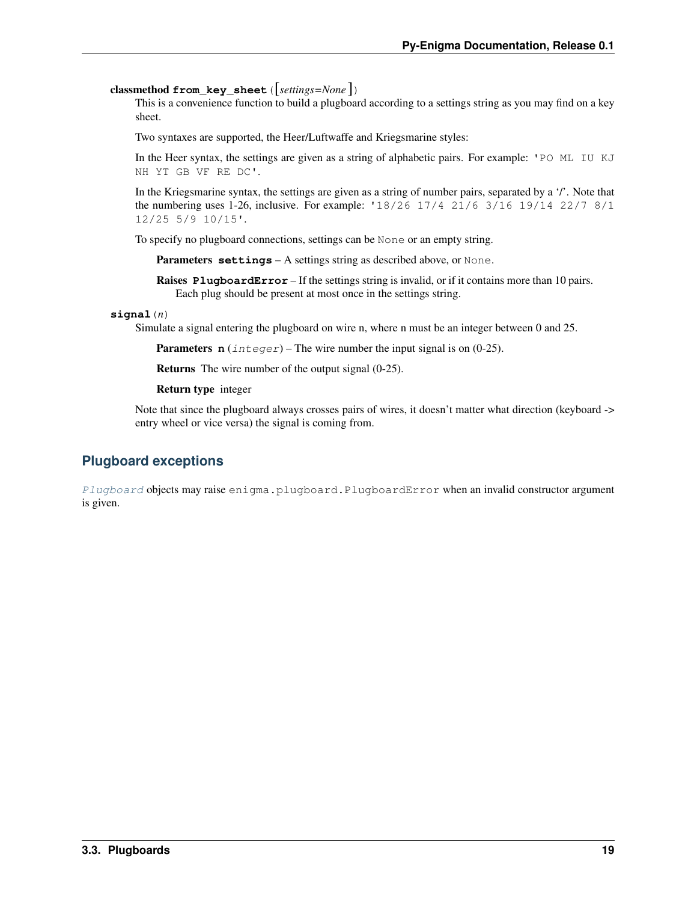**classmethod from_key_sheet**([*settings=None*])

This is a convenience function to build a plugboard according to a settings string as you may find on a key sheet.

Two syntaxes are supported, the Heer/Luftwaffe and Kriegsmarine styles:

In the Heer syntax, the settings are given as a string of alphabetic pairs. For example: `'PO ML IU KJ NH YT GB VF RE DC'`.

In the Kriegsmarine syntax, the settings are given as a string of number pairs, separated by a '/'. Note that the numbering uses 1-26, inclusive. For example: `'18/26 17/4 21/6 3/16 19/14 22/7 8/1 12/25 5/9 10/15'`.

To specify no plugboard connections, settings can be `None` or an empty string.

**Parameters** **settings** – A settings string as described above, or `None`.

**Raises** **PlugboardError** – If the settings string is invalid, or if it contains more than 10 pairs. Each plug should be present at most once in the settings string.

**signal**(*n*)

Simulate a signal entering the plugboard on wire n, where n must be an integer between 0 and 25.

**Parameters** **n** (*integer*) – The wire number the input signal is on (0-25).

**Returns** The wire number of the output signal (0-25).

**Return type** integer

Note that since the plugboard always crosses pairs of wires, it doesn't matter what direction (keyboard -> entry wheel or vice versa) the signal is coming from.

## Plugboard exceptions

*Plugboard* objects may raise `enigma.plugboard.PlugboardError` when an invalid constructor argument is given.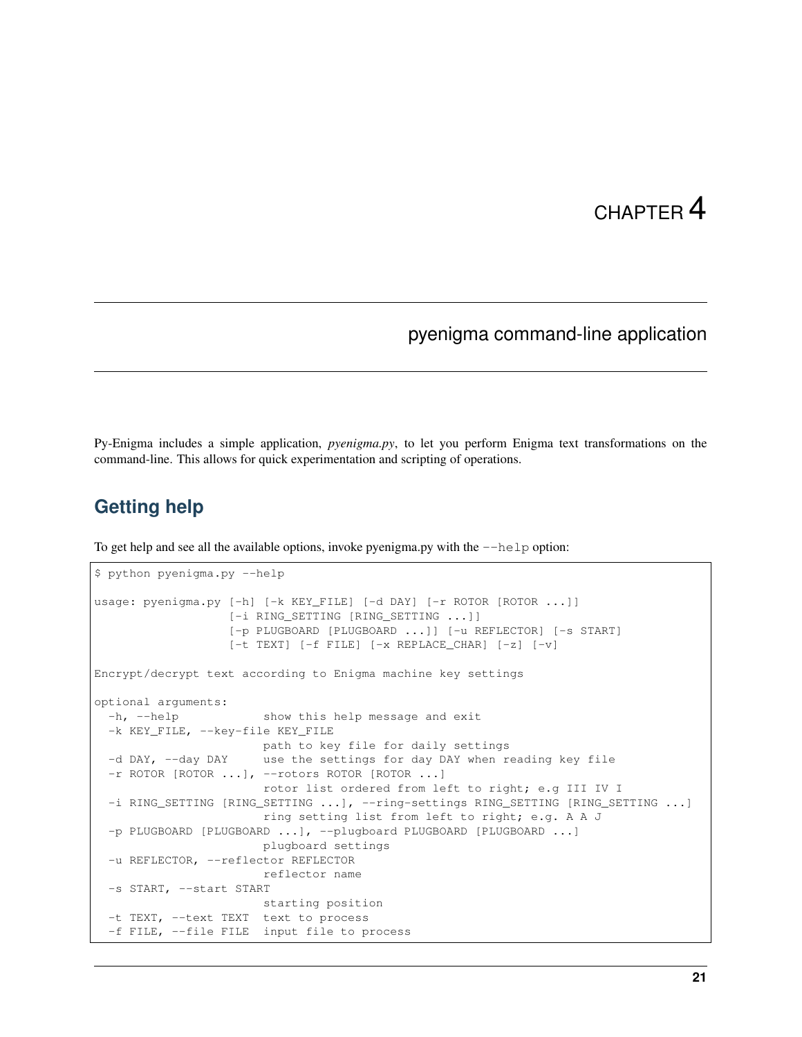# CHAPTER 4

## pyenigma command-line application

Py-Enigma includes a simple application, *pyenigma.py*, to let you perform Enigma text transformations on the command-line. This allows for quick experimentation and scripting of operations.

### Getting help

To get help and see all the available options, invoke pyenigma.py with the `--help` option:

```
$ python pyenigma.py --help

usage: pyenigma.py [-h] [-k KEY_FILE] [-d DAY] [-r ROTOR [ROTOR ...]]
                   [-i RING_SETTING [RING_SETTING ...]]
                   [-p PLUGBOARD [PLUGBOARD ...]] [-u REFLECTOR] [-s START]
                   [-t TEXT] [-f FILE] [-x REPLACE_CHAR] [-z] [-v]

Encrypt/decrypt text according to Enigma machine key settings

optional arguments:
  -h, --help            show this help message and exit
  -k KEY_FILE, --key-file KEY_FILE
                        path to key file for daily settings
  -d DAY, --day DAY     use the settings for day DAY when reading key file
  -r ROTOR [ROTOR ...], --rotors ROTOR [ROTOR ...]
                        rotor list ordered from left to right; e.g III IV I
  -i RING_SETTING [RING_SETTING ...], --ring-settings RING_SETTING [RING_SETTING ...]
                        ring setting list from left to right; e.g. A A J
  -p PLUGBOARD [PLUGBOARD ...], --plugboard PLUGBOARD [PLUGBOARD ...]
                        plugboard settings
  -u REFLECTOR, --reflector REFLECTOR
                        reflector name
  -s START, --start START
                        starting position
  -t TEXT, --text TEXT  text to process
  -f FILE, --file FILE  input file to process
```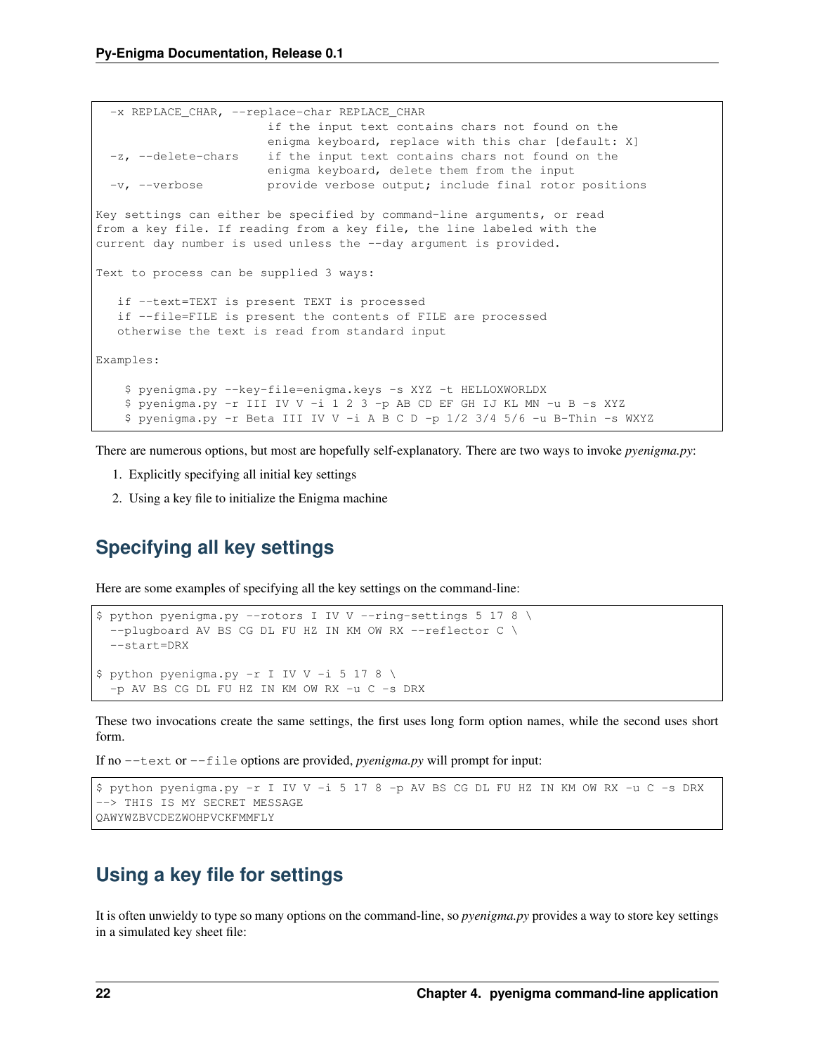```
  -x REPLACE_CHAR, --replace-char REPLACE_CHAR
                        if the input text contains chars not found on the
                        enigma keyboard, replace with this char [default: X]
  -z, --delete-chars    if the input text contains chars not found on the
                        enigma keyboard, delete them from the input
  -v, --verbose         provide verbose output; include final rotor positions

Key settings can either be specified by command-line arguments, or read
from a key file. If reading from a key file, the line labeled with the
current day number is used unless the --day argument is provided.

Text to process can be supplied 3 ways:

   if --text=TEXT is present TEXT is processed
   if --file=FILE is present the contents of FILE are processed
   otherwise the text is read from standard input

Examples:

    $ pyenigma.py --key-file=enigma.keys -s XYZ -t HELLOXWORLDX
    $ pyenigma.py -r III IV V -i 1 2 3 -p AB CD EF GH IJ KL MN -u B -s XYZ
    $ pyenigma.py -r Beta III IV V -i A B C D -p 1/2 3/4 5/6 -u B-Thin -s WXYZ
```

There are numerous options, but most are hopefully self-explanatory. There are two ways to invoke *pyenigma.py*:

1. Explicitly specifying all initial key settings
2. Using a key file to initialize the Enigma machine

## Specifying all key settings

Here are some examples of specifying all the key settings on the command-line:

```
$ python pyenigma.py --rotors I IV V --ring-settings 5 17 8 \
  --plugboard AV BS CG DL FU HZ IN KM OW RX --reflector C \
  --start=DRX

$ python pyenigma.py -r I IV V -i 5 17 8 \
  -p AV BS CG DL FU HZ IN KM OW RX -u C -s DRX
```

These two invocations create the same settings, the first uses long form option names, while the second uses short form.

If no `--text` or `--file` options are provided, *pyenigma.py* will prompt for input:

```
$ python pyenigma.py -r I IV V -i 5 17 8 -p AV BS CG DL FU HZ IN KM OW RX -u C -s DRX
--> THIS IS MY SECRET MESSAGE
QAWYWZBVCDEZWOHPVCKFMMFLY
```

## Using a key file for settings

It is often unwieldy to type so many options on the command-line, so *pyenigma.py* provides a way to store key settings in a simulated key sheet file: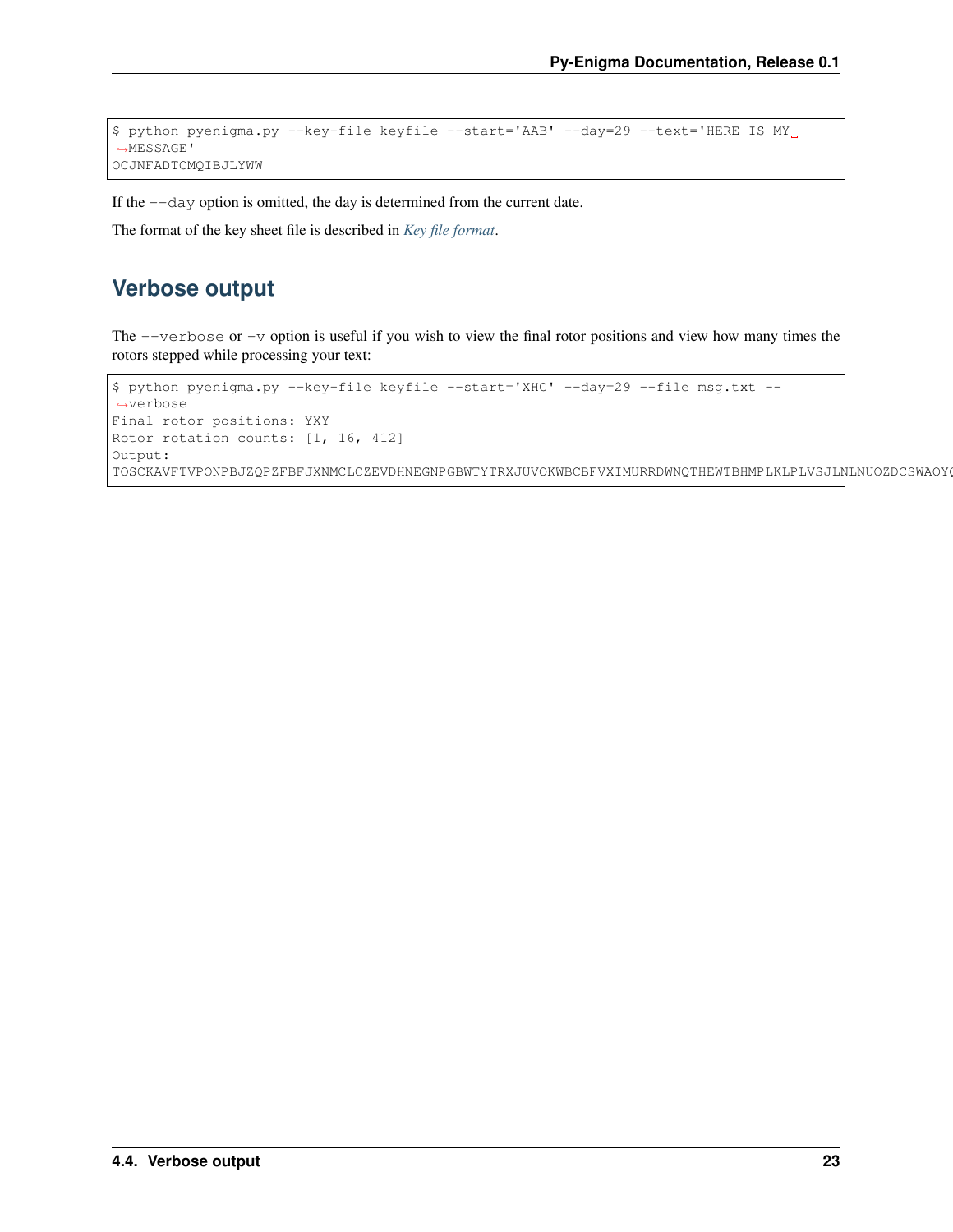```
$ python pyenigma.py --key-file keyfile --start='AAB' --day=29 --text='HERE IS MY MESSAGE'
OCJNFADTCMQIBJLYWW
```

If the `--day` option is omitted, the day is determined from the current date.

The format of the key sheet file is described in *Key file format*.

## Verbose output

The `--verbose` or `-v` option is useful if you wish to view the final rotor positions and view how many times the rotors stepped while processing your text:

```
$ python pyenigma.py --key-file keyfile --start='XHC' --day=29 --file msg.txt --verbose
Final rotor positions: YXY
Rotor rotation counts: [1, 16, 412]
Output:
TOSCKAVFTVPONPBJZQPZFBFJXNMCLCZEVDHNEGNPGBWTYTRXJUVOKWBCBFVXIMURRDWNQTHEWTBHMPLKLPLVSJLNLNUOZDCSWAOY
```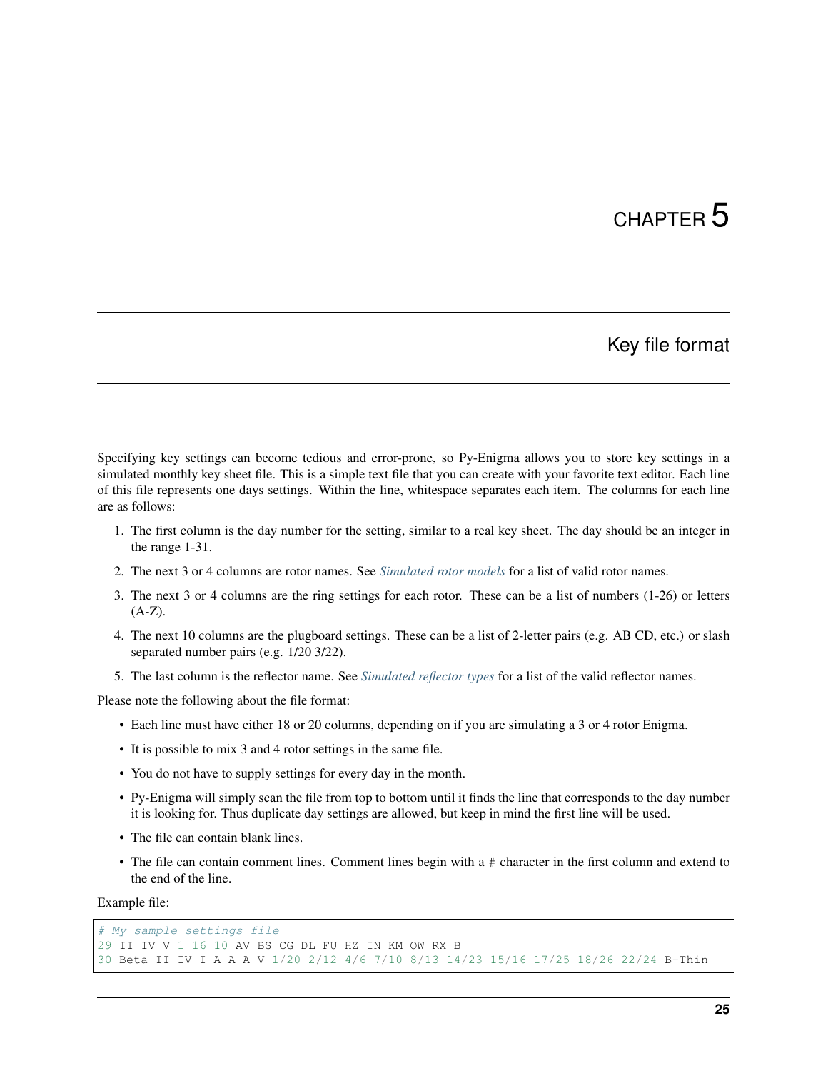# CHAPTER 5

## Key file format

Specifying key settings can become tedious and error-prone, so Py-Enigma allows you to store key settings in a simulated monthly key sheet file. This is a simple text file that you can create with your favorite text editor. Each line of this file represents one days settings. Within the line, whitespace separates each item. The columns for each line are as follows:

1. The first column is the day number for the setting, similar to a real key sheet. The day should be an integer in the range 1-31.
2. The next 3 or 4 columns are rotor names. See *Simulated rotor models* for a list of valid rotor names.
3. The next 3 or 4 columns are the ring settings for each rotor. These can be a list of numbers (1-26) or letters (A-Z).
4. The next 10 columns are the plugboard settings. These can be a list of 2-letter pairs (e.g. AB CD, etc.) or slash separated number pairs (e.g. 1/20 3/22).
5. The last column is the reflector name. See *Simulated reflector types* for a list of the valid reflector names.

Please note the following about the file format:

- Each line must have either 18 or 20 columns, depending on if you are simulating a 3 or 4 rotor Enigma.
- It is possible to mix 3 and 4 rotor settings in the same file.
- You do not have to supply settings for every day in the month.
- Py-Enigma will simply scan the file from top to bottom until it finds the line that corresponds to the day number it is looking for. Thus duplicate day settings are allowed, but keep in mind the first line will be used.
- The file can contain blank lines.
- The file can contain comment lines. Comment lines begin with a # character in the first column and extend to the end of the line.

Example file:

```
# My sample settings file
29 II IV V 1 16 10 AV BS CG DL FU HZ IN KM OW RX B
30 Beta II IV I A A A V 1/20 2/12 4/6 7/10 8/13 14/23 15/16 17/25 18/26 22/24 B-Thin
```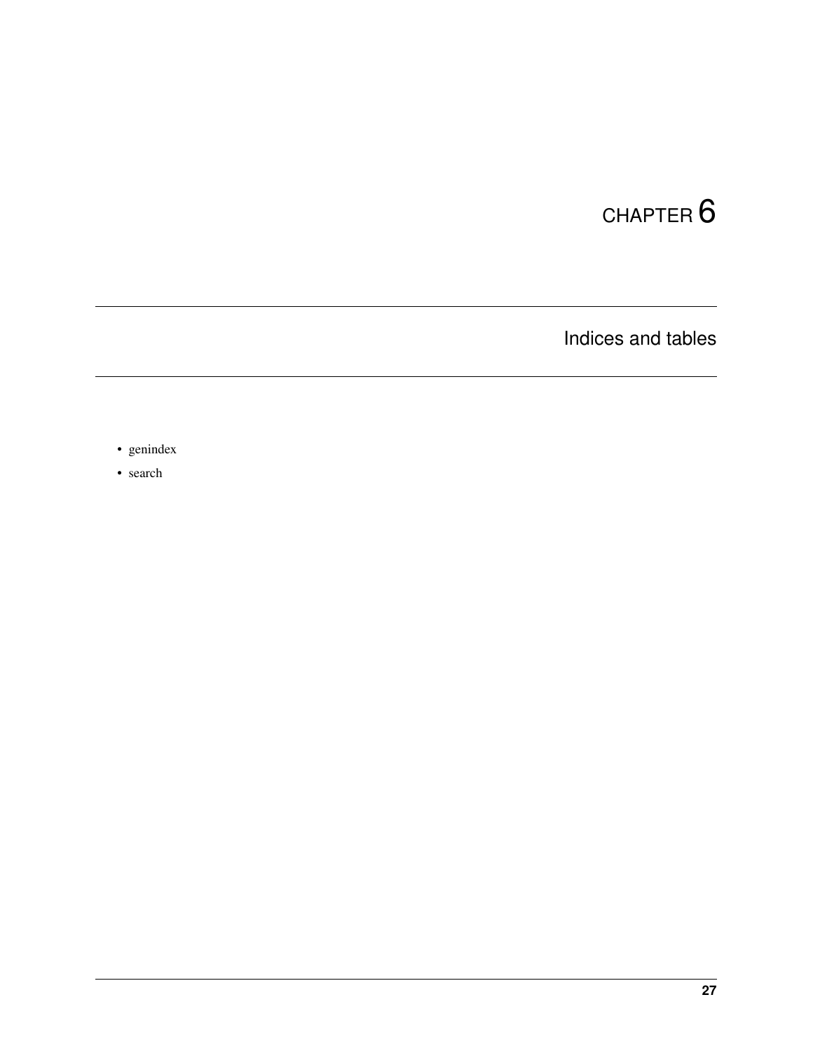# CHAPTER 6

## Indices and tables

- genindex
- search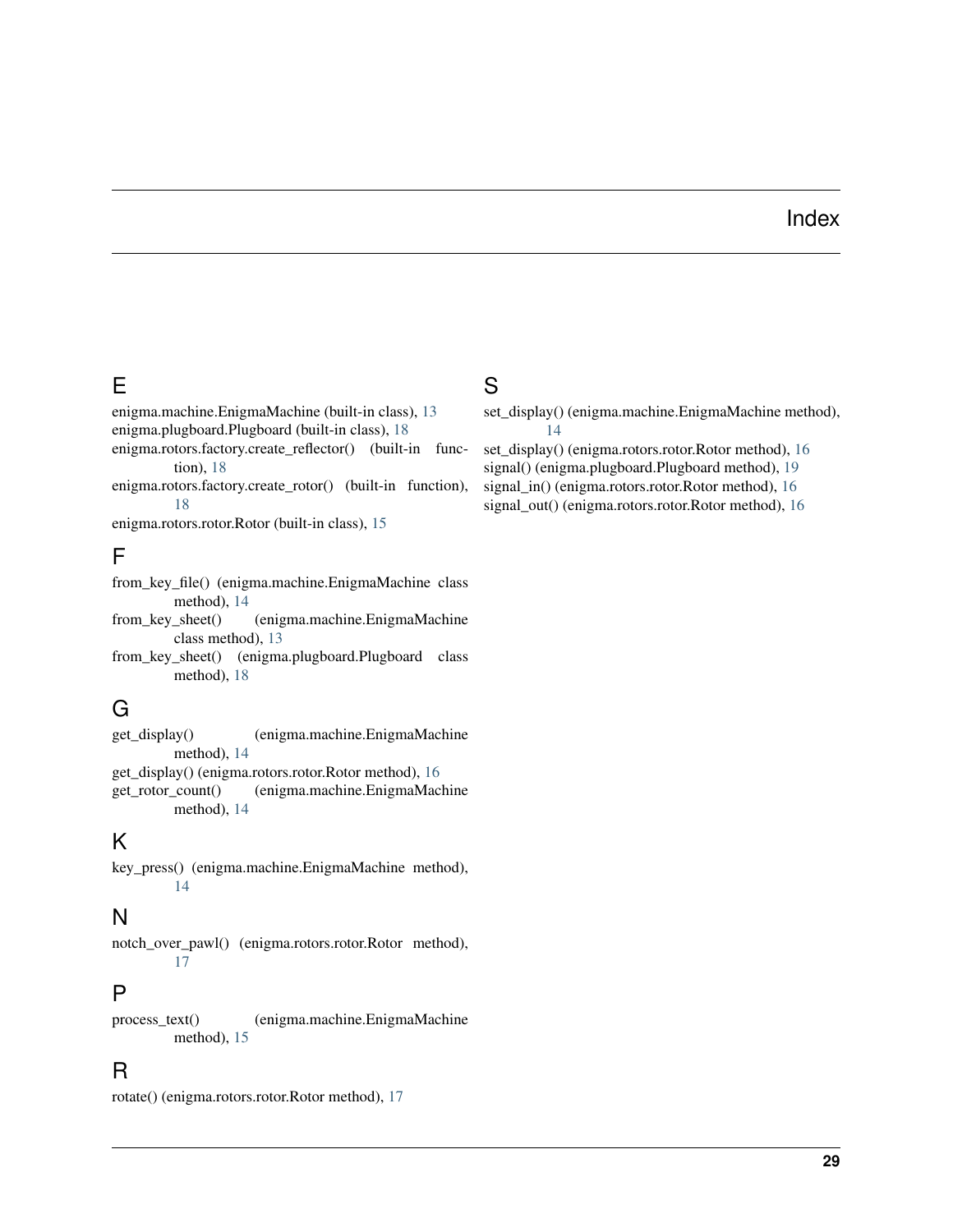# Index

## E

enigma.machine.EnigmaMachine (built-in class), 13
enigma.plugboard.Plugboard (built-in class), 18
enigma.rotors.factory.create_reflector() (built-in function), 18
enigma.rotors.factory.create_rotor() (built-in function), 18
enigma.rotors.rotor.Rotor (built-in class), 15

## F

from_key_file() (enigma.machine.EnigmaMachine class method), 14
from_key_sheet() (enigma.machine.EnigmaMachine class method), 13
from_key_sheet() (enigma.plugboard.Plugboard class method), 18

## G

get_display() (enigma.machine.EnigmaMachine method), 14
get_display() (enigma.rotors.rotor.Rotor method), 16
get_rotor_count() (enigma.machine.EnigmaMachine method), 14

## K

key_press() (enigma.machine.EnigmaMachine method), 14

## N

notch_over_pawl() (enigma.rotors.rotor.Rotor method), 17

## P

process_text() (enigma.machine.EnigmaMachine method), 15

## R

rotate() (enigma.rotors.rotor.Rotor method), 17

## S

set_display() (enigma.machine.EnigmaMachine method), 14
set_display() (enigma.rotors.rotor.Rotor method), 16
signal() (enigma.plugboard.Plugboard method), 19
signal_in() (enigma.rotors.rotor.Rotor method), 16
signal_out() (enigma.rotors.rotor.Rotor method), 16